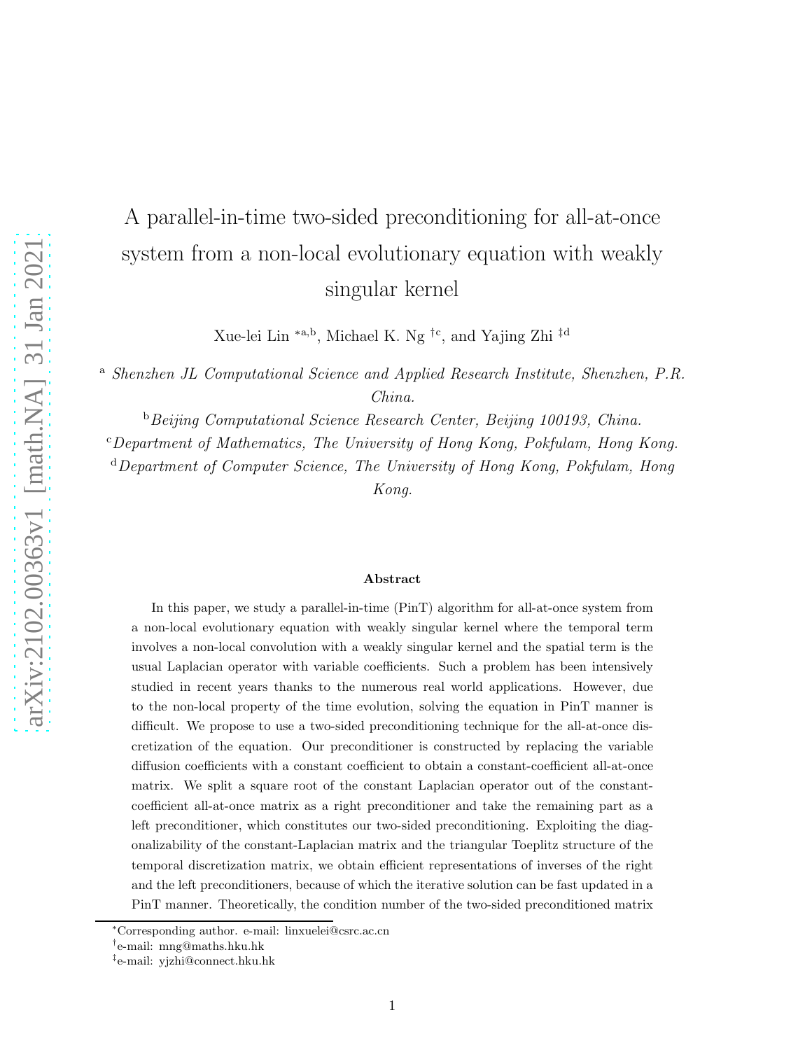# A parallel-in-time two-sided preconditioning for all-at-once system from a non-local evolutionary equation with weakly singular kernel

Xue-lei Lin [*a,b], Michael K. Ng [†c], and Yajing Zhi [‡d]

[a] *Shenzhen JL Computational Science and Applied Research Institute, Shenzhen, P.R. China.*

[b] *Beijing Computational Science Research Center, Beijing 100193, China.*

[c] *Department of Mathematics, The University of Hong Kong, Pokfulam, Hong Kong.*

[d] *Department of Computer Science, The University of Hong Kong, Pokfulam, Hong Kong.*

### Abstract

In this paper, we study a parallel-in-time (PinT) algorithm for all-at-once system from a non-local evolutionary equation with weakly singular kernel where the temporal term involves a non-local convolution with a weakly singular kernel and the spatial term is the usual Laplacian operator with variable coefficients. Such a problem has been intensively studied in recent years thanks to the numerous real world applications. However, due to the non-local property of the time evolution, solving the equation in PinT manner is difficult. We propose to use a two-sided preconditioning technique for the all-at-once discretization of the equation. Our preconditioner is constructed by replacing the variable diffusion coefficients with a constant coefficient to obtain a constant-coefficient all-at-once matrix. We split a square root of the constant Laplacian operator out of the constant-coefficient all-at-once matrix as a right preconditioner and take the remaining part as a left preconditioner, which constitutes our two-sided preconditioning. Exploiting the diagonalizability of the constant-Laplacian matrix and the triangular Toeplitz structure of the temporal discretization matrix, we obtain efficient representations of inverses of the right and the left preconditioners, because of which the iterative solution can be fast updated in a PinT manner. Theoretically, the condition number of the two-sided preconditioned matrix

---

[*] Corresponding author. e-mail: linxuelei@csrc.ac.cn

[†] e-mail: mng@maths.hku.hk

[‡] e-mail: yjzhi@connect.hku.hk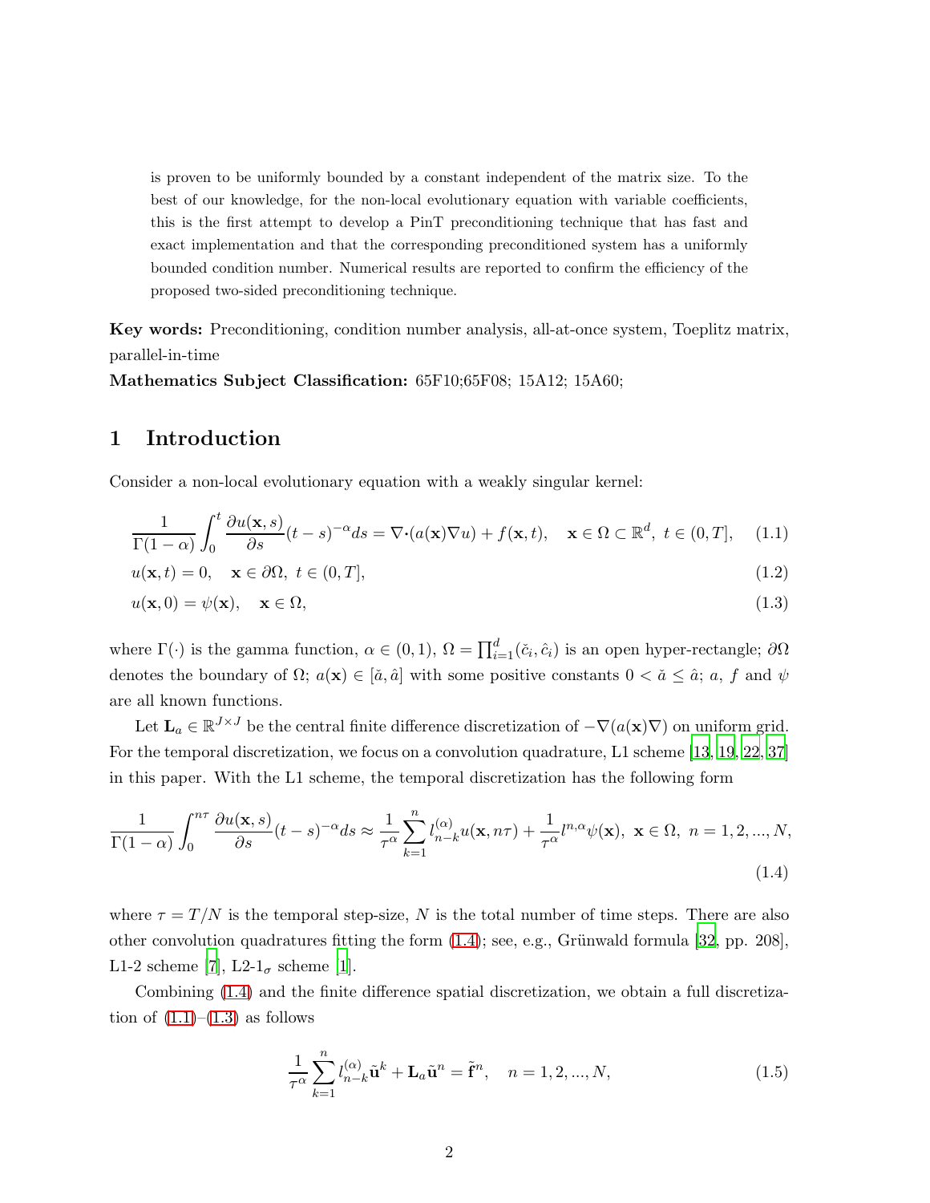is proven to be uniformly bounded by a constant independent of the matrix size. To the best of our knowledge, for the non-local evolutionary equation with variable coefficients, this is the first attempt to develop a PinT preconditioning technique that has fast and exact implementation and that the corresponding preconditioned system has a uniformly bounded condition number. Numerical results are reported to confirm the efficiency of the proposed two-sided preconditioning technique.

**Key words:** Preconditioning, condition number analysis, all-at-once system, Toeplitz matrix, parallel-in-time

**Mathematics Subject Classification:** 65F10;65F08; 15A12; 15A60;

## 1 Introduction

Consider a non-local evolutionary equation with a weakly singular kernel:

$$\frac{1}{\Gamma(1-\alpha)}\int_0^t \frac{\partial u(\mathbf{x},s)}{\partial s}(t-s)^{-\alpha}ds = \nabla\cdot(a(\mathbf{x})\nabla u) + f(\mathbf{x},t), \quad \mathbf{x}\in\Omega\subset\mathbb{R}^d,\ t\in(0,T], \tag{1.1}$$

$$u(\mathbf{x},t) = 0, \quad \mathbf{x}\in\partial\Omega,\ t\in(0,T], \tag{1.2}$$

$$u(\mathbf{x},0) = \psi(\mathbf{x}), \quad \mathbf{x}\in\Omega, \tag{1.3}$$

where $\Gamma(\cdot)$ is the gamma function, $\alpha\in(0,1)$, $\Omega=\prod_{i=1}^d(\check{c}_i,\hat{c}_i)$ is an open hyper-rectangle; $\partial\Omega$ denotes the boundary of $\Omega$; $a(\mathbf{x})\in[\check{a},\hat{a}]$ with some positive constants $0<\check{a}\leq\hat{a}$; $a$, $f$ and $\psi$ are all known functions.

Let $\mathbf{L}_a\in\mathbb{R}^{J\times J}$ be the central finite difference discretization of $-\nabla(a(\mathbf{x})\nabla)$ on uniform grid. For the temporal discretization, we focus on a convolution quadrature, L1 scheme [13, 19, 22, 37] in this paper. With the L1 scheme, the temporal discretization has the following form

$$\frac{1}{\Gamma(1-\alpha)}\int_0^{n\tau} \frac{\partial u(\mathbf{x},s)}{\partial s}(t-s)^{-\alpha}ds \approx \frac{1}{\tau^\alpha}\sum_{k=1}^{n} l_{n-k}^{(\alpha)}u(\mathbf{x},n\tau) + \frac{1}{\tau^\alpha}l^{n,\alpha}\psi(\mathbf{x}),\ \mathbf{x}\in\Omega,\ n=1,2,...,N, \tag{1.4}$$

where $\tau=T/N$ is the temporal step-size, $N$ is the total number of time steps. There are also other convolution quadratures fitting the form (1.4); see, e.g., Grünwald formula [32, pp. 208], L1-2 scheme [7], L2-$1_\sigma$ scheme [1].

Combining (1.4) and the finite difference spatial discretization, we obtain a full discretization of (1.1)–(1.3) as follows

$$\frac{1}{\tau^\alpha}\sum_{k=1}^{n} l_{n-k}^{(\alpha)}\tilde{\mathbf{u}}^k + \mathbf{L}_a\tilde{\mathbf{u}}^n = \tilde{\mathbf{f}}^n, \quad n=1,2,...,N, \tag{1.5}$$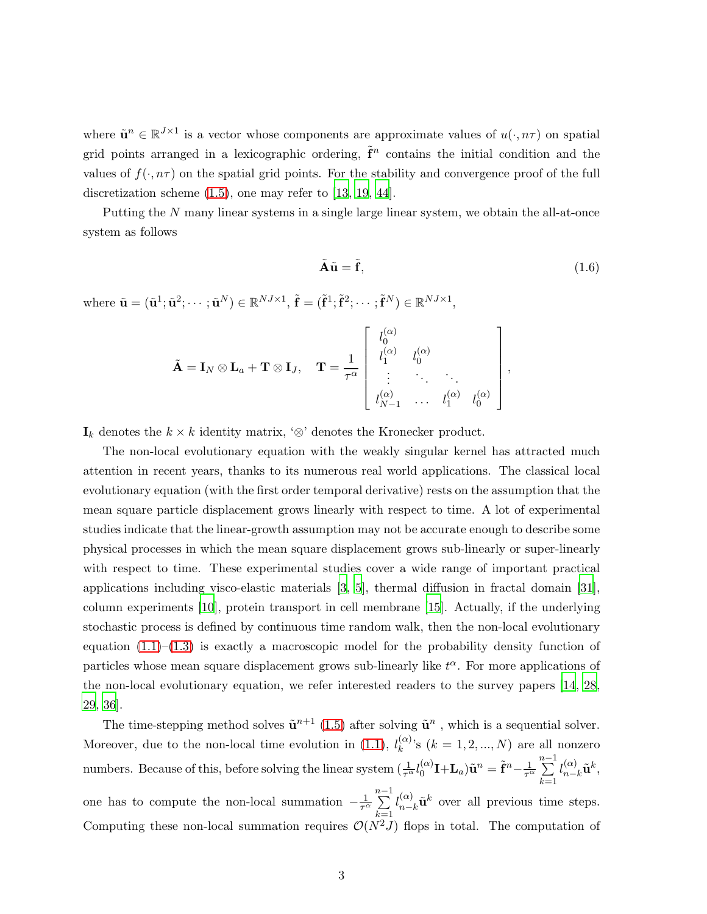where $\tilde{\mathbf{u}}^n \in \mathbb{R}^{J\times 1}$ is a vector whose components are approximate values of $u(\cdot, n\tau)$ on spatial grid points arranged in a lexicographic ordering, $\tilde{\mathbf{f}}^n$ contains the initial condition and the values of $f(\cdot, n\tau)$ on the spatial grid points. For the stability and convergence proof of the full discretization scheme (1.5), one may refer to [13, 19, 44].

Putting the $N$ many linear systems in a single large linear system, we obtain the all-at-once system as follows

$$\tilde{\mathbf{A}}\tilde{\mathbf{u}} = \tilde{\mathbf{f}}, \tag{1.6}$$

where $\tilde{\mathbf{u}} = (\tilde{\mathbf{u}}^1; \tilde{\mathbf{u}}^2; \cdots; \tilde{\mathbf{u}}^N) \in \mathbb{R}^{NJ\times 1}$, $\tilde{\mathbf{f}} = (\tilde{\mathbf{f}}^1; \tilde{\mathbf{f}}^2; \cdots; \tilde{\mathbf{f}}^N) \in \mathbb{R}^{NJ\times 1}$,

$$\tilde{\mathbf{A}} = \mathbf{I}_N \otimes \mathbf{L}_a + \mathbf{T} \otimes \mathbf{I}_J, \quad \mathbf{T} = \frac{1}{\tau^\alpha}\begin{bmatrix} l_0^{(\alpha)} & & & \\ l_1^{(\alpha)} & l_0^{(\alpha)} & & \\ \vdots & \ddots & \ddots & \\ l_{N-1}^{(\alpha)} & \dots & l_1^{(\alpha)} & l_0^{(\alpha)} \end{bmatrix},$$

$\mathbf{I}_k$ denotes the $k\times k$ identity matrix, '$\otimes$' denotes the Kronecker product.

The non-local evolutionary equation with the weakly singular kernel has attracted much attention in recent years, thanks to its numerous real world applications. The classical local evolutionary equation (with the first order temporal derivative) rests on the assumption that the mean square particle displacement grows linearly with respect to time. A lot of experimental studies indicate that the linear-growth assumption may not be accurate enough to describe some physical processes in which the mean square displacement grows sub-linearly or super-linearly with respect to time. These experimental studies cover a wide range of important practical applications including visco-elastic materials [3, 5], thermal diffusion in fractal domain [31], column experiments [10], protein transport in cell membrane [15]. Actually, if the underlying stochastic process is defined by continuous time random walk, then the non-local evolutionary equation (1.1)–(1.3) is exactly a macroscopic model for the probability density function of particles whose mean square displacement grows sub-linearly like $t^\alpha$. For more applications of the non-local evolutionary equation, we refer interested readers to the survey papers [14, 28, 29, 36].

The time-stepping method solves $\tilde{\mathbf{u}}^{n+1}$ (1.5) after solving $\tilde{\mathbf{u}}^n$ , which is a sequential solver. Moreover, due to the non-local time evolution in (1.1), $l_k^{(\alpha)}$'s ($k = 1, 2, ..., N$) are all nonzero numbers. Because of this, before solving the linear system $(\frac{1}{\tau^\alpha} l_0^{(\alpha)}\mathbf{I} + \mathbf{L}_a)\tilde{\mathbf{u}}^n = \tilde{\mathbf{f}}^n - \frac{1}{\tau^\alpha}\sum_{k=1}^{n-1} l_{n-k}^{(\alpha)}\tilde{\mathbf{u}}^k$, one has to compute the non-local summation $-\frac{1}{\tau^\alpha}\sum_{k=1}^{n-1} l_{n-k}^{(\alpha)}\tilde{\mathbf{u}}^k$ over all previous time steps. Computing these non-local summation requires $\mathcal{O}(N^2 J)$ flops in total. The computation of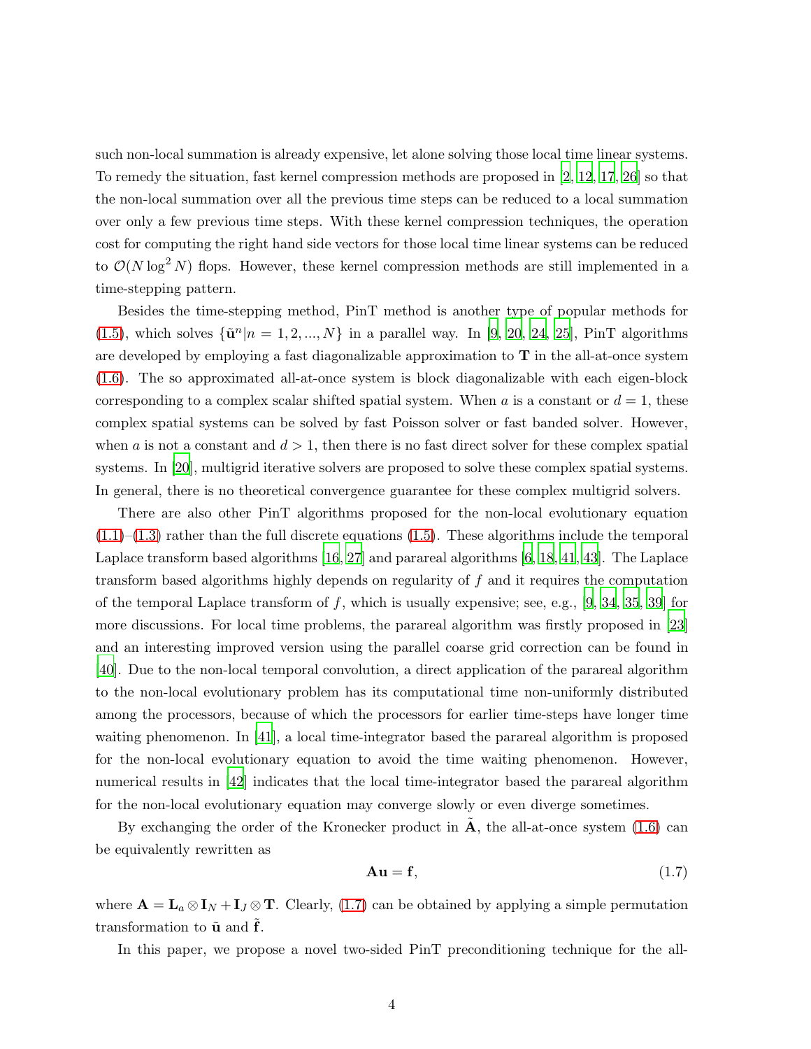such non-local summation is already expensive, let alone solving those local time linear systems. To remedy the situation, fast kernel compression methods are proposed in [2, 12, 17, 26] so that the non-local summation over all the previous time steps can be reduced to a local summation over only a few previous time steps. With these kernel compression techniques, the operation cost for computing the right hand side vectors for those local time linear systems can be reduced to $\mathcal{O}(N\log^2 N)$ flops. However, these kernel compression methods are still implemented in a time-stepping pattern.

Besides the time-stepping method, PinT method is another type of popular methods for (1.5), which solves $\{\tilde{\mathbf{u}}^n | n = 1, 2, ..., N\}$ in a parallel way. In [9, 20, 24, 25], PinT algorithms are developed by employing a fast diagonalizable approximation to $\mathbf{T}$ in the all-at-once system (1.6). The so approximated all-at-once system is block diagonalizable with each eigen-block corresponding to a complex scalar shifted spatial system. When $a$ is a constant or $d = 1$, these complex spatial systems can be solved by fast Poisson solver or fast banded solver. However, when $a$ is not a constant and $d > 1$, then there is no fast direct solver for these complex spatial systems. In [20], multigrid iterative solvers are proposed to solve these complex spatial systems. In general, there is no theoretical convergence guarantee for these complex multigrid solvers.

There are also other PinT algorithms proposed for the non-local evolutionary equation (1.1)–(1.3) rather than the full discrete equations (1.5). These algorithms include the temporal Laplace transform based algorithms [16, 27] and parareal algorithms [6, 18, 41, 43]. The Laplace transform based algorithms highly depends on regularity of $f$ and it requires the computation of the temporal Laplace transform of $f$, which is usually expensive; see, e.g., [9, 34, 35, 39] for more discussions. For local time problems, the parareal algorithm was firstly proposed in [23] and an interesting improved version using the parallel coarse grid correction can be found in [40]. Due to the non-local temporal convolution, a direct application of the parareal algorithm to the non-local evolutionary problem has its computational time non-uniformly distributed among the processors, because of which the processors for earlier time-steps have longer time waiting phenomenon. In [41], a local time-integrator based the parareal algorithm is proposed for the non-local evolutionary equation to avoid the time waiting phenomenon. However, numerical results in [42] indicates that the local time-integrator based the parareal algorithm for the non-local evolutionary equation may converge slowly or even diverge sometimes.

By exchanging the order of the Kronecker product in $\tilde{\mathbf{A}}$, the all-at-once system (1.6) can be equivalently rewritten as

$$\mathbf{A}\mathbf{u} = \mathbf{f}, \tag{1.7}$$

where $\mathbf{A} = \mathbf{L}_a \otimes \mathbf{I}_N + \mathbf{I}_J \otimes \mathbf{T}$. Clearly, (1.7) can be obtained by applying a simple permutation transformation to $\tilde{\mathbf{u}}$ and $\tilde{\mathbf{f}}$.

In this paper, we propose a novel two-sided PinT preconditioning technique for the all-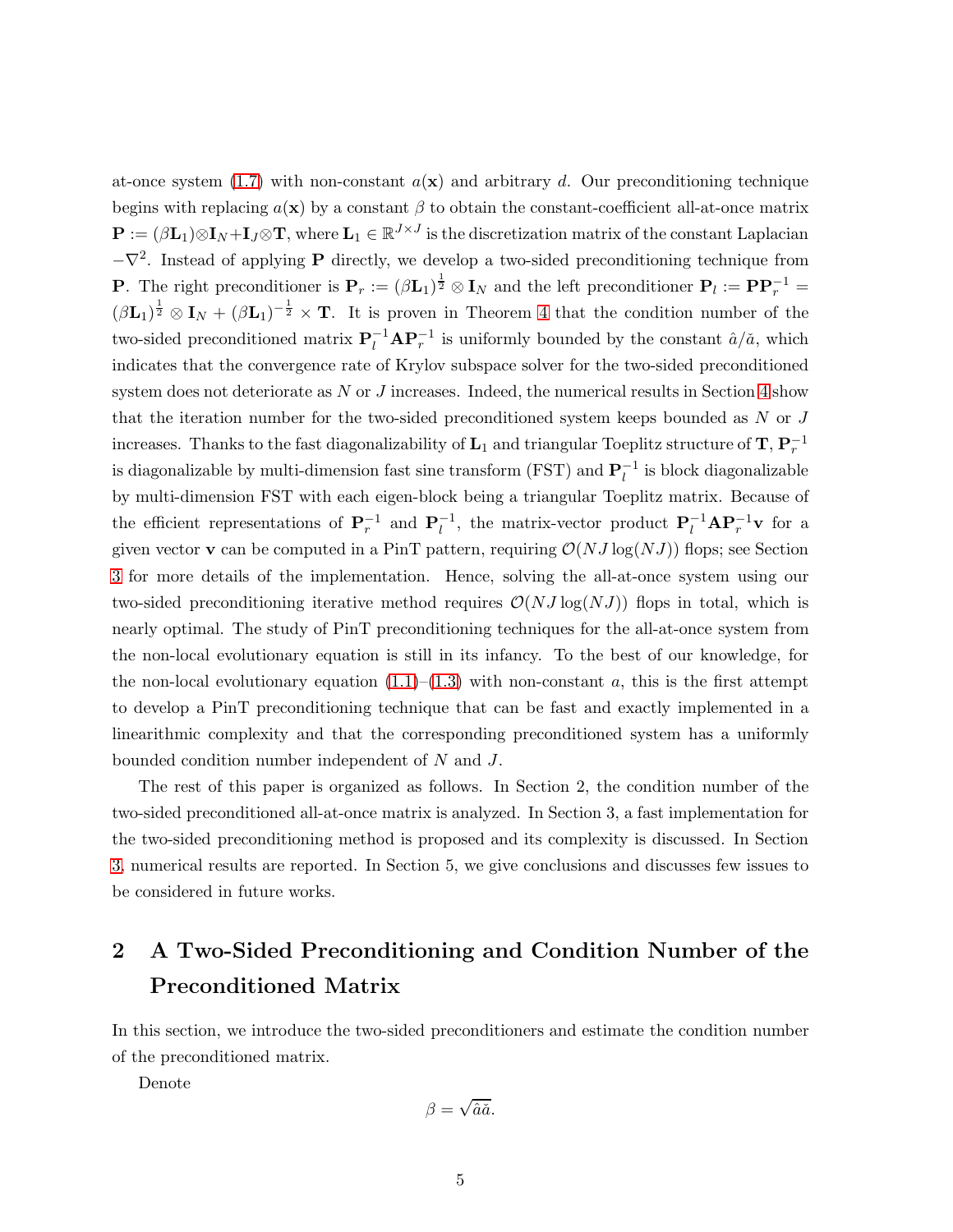at-once system (1.7) with non-constant $a(\mathbf{x})$ and arbitrary $d$. Our preconditioning technique begins with replacing $a(\mathbf{x})$ by a constant $\beta$ to obtain the constant-coefficient all-at-once matrix $\mathbf{P} := (\beta \mathbf{L}_1)\otimes \mathbf{I}_N + \mathbf{I}_J \otimes \mathbf{T}$, where $\mathbf{L}_1 \in \mathbb{R}^{J\times J}$ is the discretization matrix of the constant Laplacian $-\nabla^2$. Instead of applying $\mathbf{P}$ directly, we develop a two-sided preconditioning technique from $\mathbf{P}$. The right preconditioner is $\mathbf{P}_r := (\beta \mathbf{L}_1)^{\frac{1}{2}} \otimes \mathbf{I}_N$ and the left preconditioner $\mathbf{P}_l := \mathbf{P}\mathbf{P}_r^{-1} = (\beta \mathbf{L}_1)^{\frac{1}{2}} \otimes \mathbf{I}_N + (\beta \mathbf{L}_1)^{-\frac{1}{2}} \times \mathbf{T}$. It is proven in Theorem 4 that the condition number of the two-sided preconditioned matrix $\mathbf{P}_l^{-1}\mathbf{A}\mathbf{P}_r^{-1}$ is uniformly bounded by the constant $\hat{a}/\check{a}$, which indicates that the convergence rate of Krylov subspace solver for the two-sided preconditioned system does not deteriorate as $N$ or $J$ increases. Indeed, the numerical results in Section 4 show that the iteration number for the two-sided preconditioned system keeps bounded as $N$ or $J$ increases. Thanks to the fast diagonalizability of $\mathbf{L}_1$ and triangular Toeplitz structure of $\mathbf{T}$, $\mathbf{P}_r^{-1}$ is diagonalizable by multi-dimension fast sine transform (FST) and $\mathbf{P}_l^{-1}$ is block diagonalizable by multi-dimension FST with each eigen-block being a triangular Toeplitz matrix. Because of the efficient representations of $\mathbf{P}_r^{-1}$ and $\mathbf{P}_l^{-1}$, the matrix-vector product $\mathbf{P}_l^{-1}\mathbf{A}\mathbf{P}_r^{-1}\mathbf{v}$ for a given vector $\mathbf{v}$ can be computed in a PinT pattern, requiring $\mathcal{O}(NJ\log(NJ))$ flops; see Section 3 for more details of the implementation. Hence, solving the all-at-once system using our two-sided preconditioning iterative method requires $\mathcal{O}(NJ\log(NJ))$ flops in total, which is nearly optimal. The study of PinT preconditioning techniques for the all-at-once system from the non-local evolutionary equation is still in its infancy. To the best of our knowledge, for the non-local evolutionary equation (1.1)–(1.3) with non-constant $a$, this is the first attempt to develop a PinT preconditioning technique that can be fast and exactly implemented in a linearithmic complexity and that the corresponding preconditioned system has a uniformly bounded condition number independent of $N$ and $J$.

The rest of this paper is organized as follows. In Section 2, the condition number of the two-sided preconditioned all-at-once matrix is analyzed. In Section 3, a fast implementation for the two-sided preconditioning method is proposed and its complexity is discussed. In Section 3, numerical results are reported. In Section 5, we give conclusions and discusses few issues to be considered in future works.

## 2 A Two-Sided Preconditioning and Condition Number of the Preconditioned Matrix

In this section, we introduce the two-sided preconditioners and estimate the condition number of the preconditioned matrix.

Denote

$$\beta = \sqrt{\hat{a}\check{a}}.$$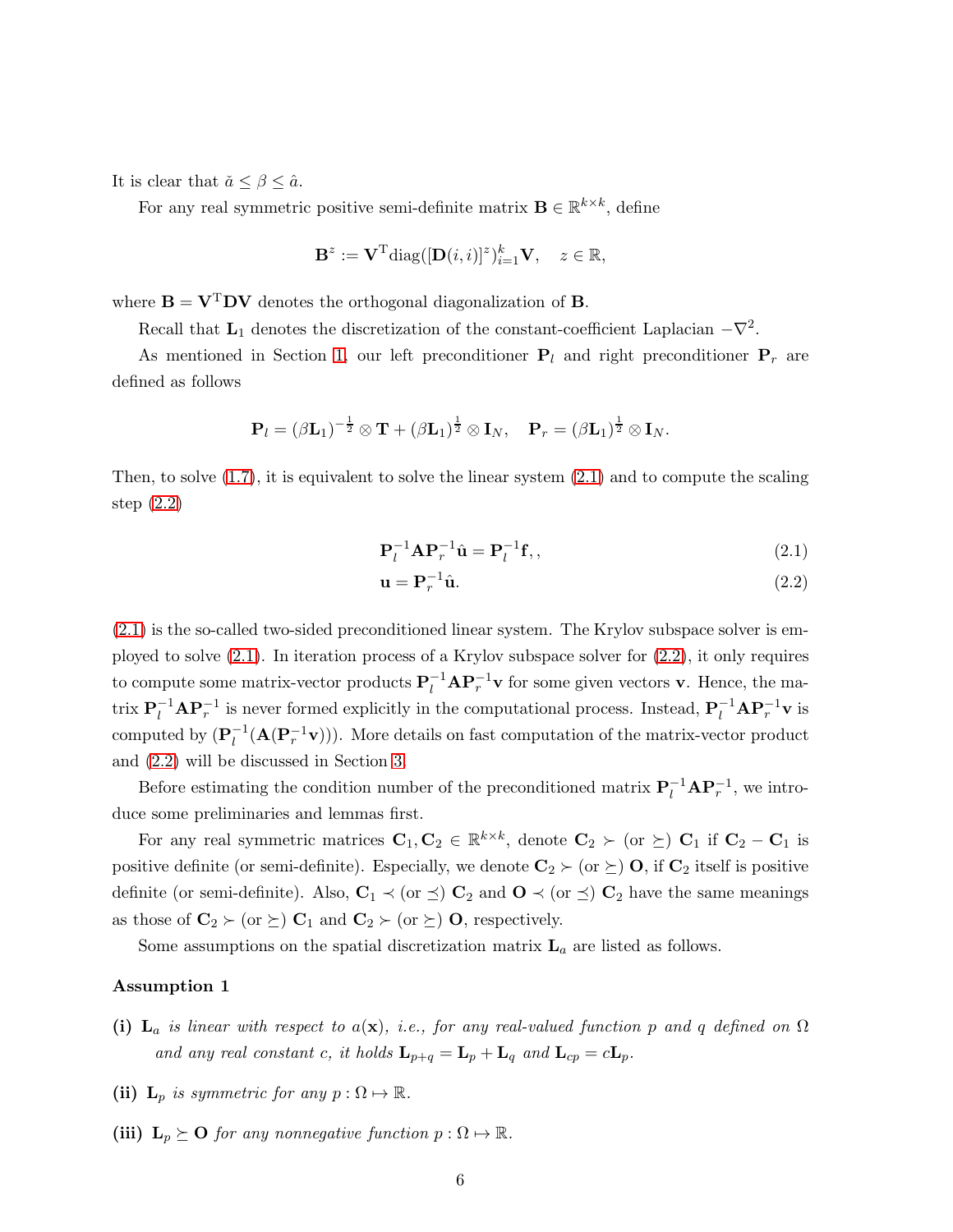It is clear that $\check{a} \leq \beta \leq \hat{a}$.

For any real symmetric positive semi-definite matrix $\mathbf{B} \in \mathbb{R}^{k\times k}$, define

$$\mathbf{B}^z := \mathbf{V}^{\mathrm{T}} \mathrm{diag}([\mathbf{D}(i,i)]^z)_{i=1}^k \mathbf{V}, \quad z \in \mathbb{R},$$

where $\mathbf{B} = \mathbf{V}^{\mathrm{T}}\mathbf{D}\mathbf{V}$ denotes the orthogonal diagonalization of $\mathbf{B}$.

Recall that $\mathbf{L}_1$ denotes the discretization of the constant-coefficient Laplacian $-\nabla^2$.

As mentioned in Section 1, our left preconditioner $\mathbf{P}_l$ and right preconditioner $\mathbf{P}_r$ are defined as follows

$$\mathbf{P}_l = (\beta\mathbf{L}_1)^{-\frac{1}{2}} \otimes \mathbf{T} + (\beta\mathbf{L}_1)^{\frac{1}{2}} \otimes \mathbf{I}_N, \quad \mathbf{P}_r = (\beta\mathbf{L}_1)^{\frac{1}{2}} \otimes \mathbf{I}_N.$$

Then, to solve (1.7), it is equivalent to solve the linear system (2.1) and to compute the scaling step (2.2)

$$\mathbf{P}_l^{-1}\mathbf{A}\mathbf{P}_r^{-1}\hat{\mathbf{u}} = \mathbf{P}_l^{-1}\mathbf{f},, \tag{2.1}$$

$$\mathbf{u} = \mathbf{P}_r^{-1}\hat{\mathbf{u}}. \tag{2.2}$$

(2.1) is the so-called two-sided preconditioned linear system. The Krylov subspace solver is employed to solve (2.1). In iteration process of a Krylov subspace solver for (2.2), it only requires to compute some matrix-vector products $\mathbf{P}_l^{-1}\mathbf{A}\mathbf{P}_r^{-1}\mathbf{v}$ for some given vectors $\mathbf{v}$. Hence, the matrix $\mathbf{P}_l^{-1}\mathbf{A}\mathbf{P}_r^{-1}$ is never formed explicitly in the computational process. Instead, $\mathbf{P}_l^{-1}\mathbf{A}\mathbf{P}_r^{-1}\mathbf{v}$ is computed by $(\mathbf{P}_l^{-1}(\mathbf{A}(\mathbf{P}_r^{-1}\mathbf{v})))$. More details on fast computation of the matrix-vector product and (2.2) will be discussed in Section 3.

Before estimating the condition number of the preconditioned matrix $\mathbf{P}_l^{-1}\mathbf{A}\mathbf{P}_r^{-1}$, we introduce some preliminaries and lemmas first.

For any real symmetric matrices $\mathbf{C}_1, \mathbf{C}_2 \in \mathbb{R}^{k\times k}$, denote $\mathbf{C}_2 \succ$ (or $\succeq$) $\mathbf{C}_1$ if $\mathbf{C}_2 - \mathbf{C}_1$ is positive definite (or semi-definite). Especially, we denote $\mathbf{C}_2 \succ$ (or $\succeq$) $\mathbf{O}$, if $\mathbf{C}_2$ itself is positive definite (or semi-definite). Also, $\mathbf{C}_1 \prec$ (or $\preceq$) $\mathbf{C}_2$ and $\mathbf{O} \prec$ (or $\preceq$) $\mathbf{C}_2$ have the same meanings as those of $\mathbf{C}_2 \succ$ (or $\succeq$) $\mathbf{C}_1$ and $\mathbf{C}_2 \succ$ (or $\succeq$) $\mathbf{O}$, respectively.

Some assumptions on the spatial discretization matrix $\mathbf{L}_a$ are listed as follows.

**Assumption 1**

**(i)** *$\mathbf{L}_a$ is linear with respect to $a(\mathbf{x})$, i.e., for any real-valued function $p$ and $q$ defined on $\Omega$ and any real constant $c$, it holds $\mathbf{L}_{p+q} = \mathbf{L}_p + \mathbf{L}_q$ and $\mathbf{L}_{cp} = c\mathbf{L}_p$.*

**(ii)** *$\mathbf{L}_p$ is symmetric for any $p : \Omega \mapsto \mathbb{R}$.*

**(iii)** *$\mathbf{L}_p \succeq \mathbf{O}$ for any nonnegative function $p : \Omega \mapsto \mathbb{R}$.*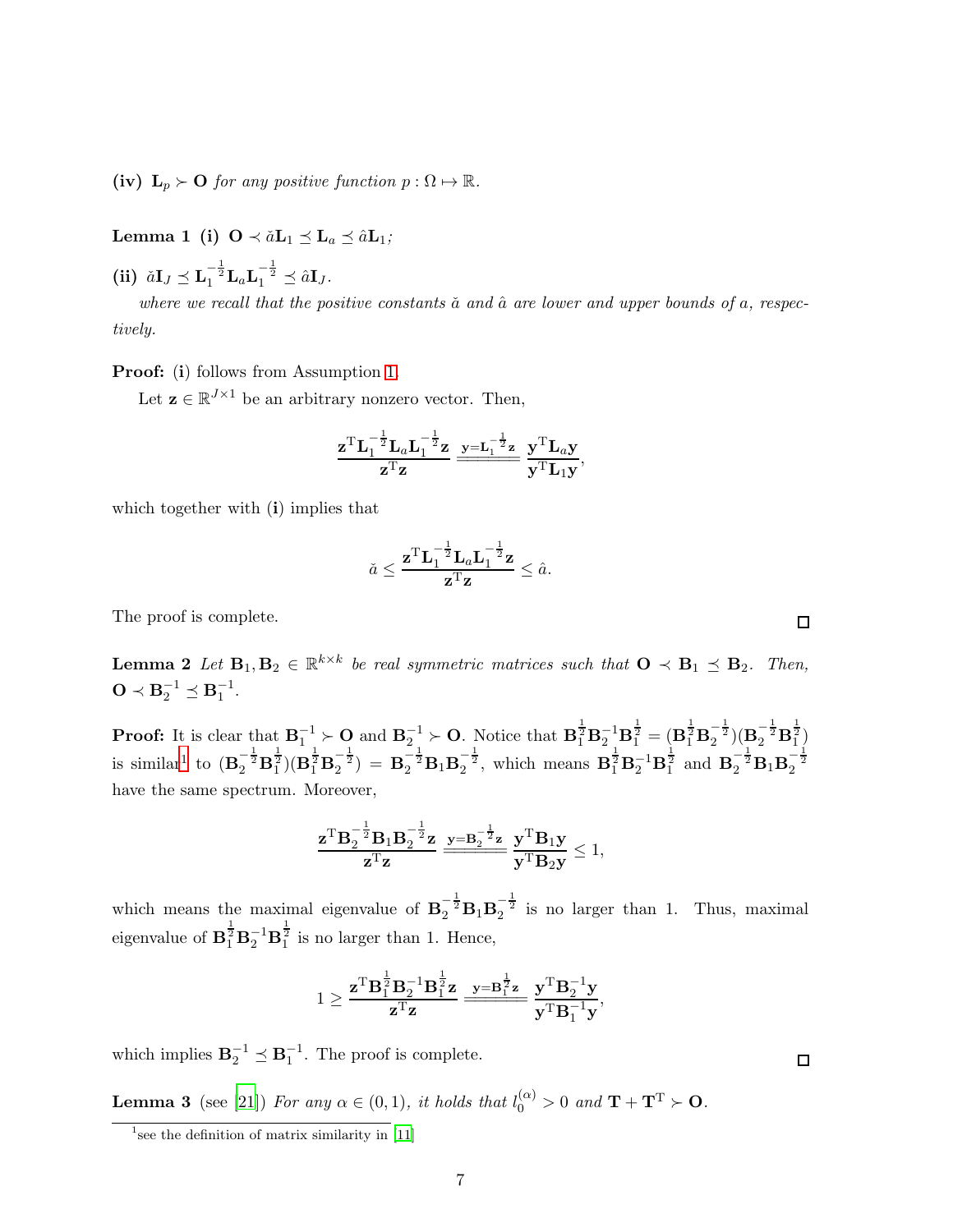**(iv)** $\mathbf{L}_p \succ \mathbf{O}$ *for any positive function* $p : \Omega \mapsto \mathbb{R}$.

**Lemma 1** **(i)** $\mathbf{O} \prec \check{a}\mathbf{L}_1 \preceq \mathbf{L}_a \preceq \hat{a}\mathbf{L}_1$;

**(ii)** $\check{a}\mathbf{I}_J \preceq \mathbf{L}_1^{-\frac{1}{2}}\mathbf{L}_a\mathbf{L}_1^{-\frac{1}{2}} \preceq \hat{a}\mathbf{I}_J$.

*where we recall that the positive constants* $\check{a}$ *and* $\hat{a}$ *are lower and upper bounds of* $a$*, respectively.*

**Proof:** (**i**) follows from Assumption 1.

Let $\mathbf{z} \in \mathbb{R}^{J\times 1}$ be an arbitrary nonzero vector. Then,

$$\frac{\mathbf{z}^{\mathrm{T}}\mathbf{L}_1^{-\frac{1}{2}}\mathbf{L}_a\mathbf{L}_1^{-\frac{1}{2}}\mathbf{z}}{\mathbf{z}^{\mathrm{T}}\mathbf{z}} \xlongequal{\mathbf{y}=\mathbf{L}_1^{-\frac{1}{2}}\mathbf{z}} \frac{\mathbf{y}^{\mathrm{T}}\mathbf{L}_a\mathbf{y}}{\mathbf{y}^{\mathrm{T}}\mathbf{L}_1\mathbf{y}},$$

which together with (**i**) implies that

$$\check{a} \le \frac{\mathbf{z}^{\mathrm{T}}\mathbf{L}_1^{-\frac{1}{2}}\mathbf{L}_a\mathbf{L}_1^{-\frac{1}{2}}\mathbf{z}}{\mathbf{z}^{\mathrm{T}}\mathbf{z}} \le \hat{a}.$$

The proof is complete. □

**Lemma 2** *Let* $\mathbf{B}_1, \mathbf{B}_2 \in \mathbb{R}^{k\times k}$ *be real symmetric matrices such that* $\mathbf{O} \prec \mathbf{B}_1 \preceq \mathbf{B}_2$*. Then,* $\mathbf{O} \prec \mathbf{B}_2^{-1} \preceq \mathbf{B}_1^{-1}$.

**Proof:** It is clear that $\mathbf{B}_1^{-1} \succ \mathbf{O}$ and $\mathbf{B}_2^{-1} \succ \mathbf{O}$. Notice that $\mathbf{B}_1^{\frac{1}{2}}\mathbf{B}_2^{-1}\mathbf{B}_1^{\frac{1}{2}} = (\mathbf{B}_1^{\frac{1}{2}}\mathbf{B}_2^{-\frac{1}{2}})(\mathbf{B}_2^{-\frac{1}{2}}\mathbf{B}_1^{\frac{1}{2}})$ is similar[1] to $(\mathbf{B}_2^{-\frac{1}{2}}\mathbf{B}_1^{\frac{1}{2}})(\mathbf{B}_1^{\frac{1}{2}}\mathbf{B}_2^{-\frac{1}{2}}) = \mathbf{B}_2^{-\frac{1}{2}}\mathbf{B}_1\mathbf{B}_2^{-\frac{1}{2}}$, which means $\mathbf{B}_1^{\frac{1}{2}}\mathbf{B}_2^{-1}\mathbf{B}_1^{\frac{1}{2}}$ and $\mathbf{B}_2^{-\frac{1}{2}}\mathbf{B}_1\mathbf{B}_2^{-\frac{1}{2}}$ have the same spectrum. Moreover,

$$\frac{\mathbf{z}^{\mathrm{T}}\mathbf{B}_2^{-\frac{1}{2}}\mathbf{B}_1\mathbf{B}_2^{-\frac{1}{2}}\mathbf{z}}{\mathbf{z}^{\mathrm{T}}\mathbf{z}} \xlongequal{\mathbf{y}=\mathbf{B}_2^{-\frac{1}{2}}\mathbf{z}} \frac{\mathbf{y}^{\mathrm{T}}\mathbf{B}_1\mathbf{y}}{\mathbf{y}^{\mathrm{T}}\mathbf{B}_2\mathbf{y}} \le 1,$$

which means the maximal eigenvalue of $\mathbf{B}_2^{-\frac{1}{2}}\mathbf{B}_1\mathbf{B}_2^{-\frac{1}{2}}$ is no larger than 1. Thus, maximal eigenvalue of $\mathbf{B}_1^{\frac{1}{2}}\mathbf{B}_2^{-1}\mathbf{B}_1^{\frac{1}{2}}$ is no larger than 1. Hence,

$$1 \ge \frac{\mathbf{z}^{\mathrm{T}}\mathbf{B}_1^{\frac{1}{2}}\mathbf{B}_2^{-1}\mathbf{B}_1^{\frac{1}{2}}\mathbf{z}}{\mathbf{z}^{\mathrm{T}}\mathbf{z}} \xlongequal{\mathbf{y}=\mathbf{B}_1^{\frac{1}{2}}\mathbf{z}} \frac{\mathbf{y}^{\mathrm{T}}\mathbf{B}_2^{-1}\mathbf{y}}{\mathbf{y}^{\mathrm{T}}\mathbf{B}_1^{-1}\mathbf{y}},$$

which implies $\mathbf{B}_2^{-1} \preceq \mathbf{B}_1^{-1}$. The proof is complete. □

**Lemma 3** (see [21]) *For any* $\alpha \in (0, 1)$*, it holds that* $l_0^{(\alpha)} > 0$ *and* $\mathbf{T} + \mathbf{T}^{\mathrm{T}} \succ \mathbf{O}$.

[1] see the definition of matrix similarity in [11]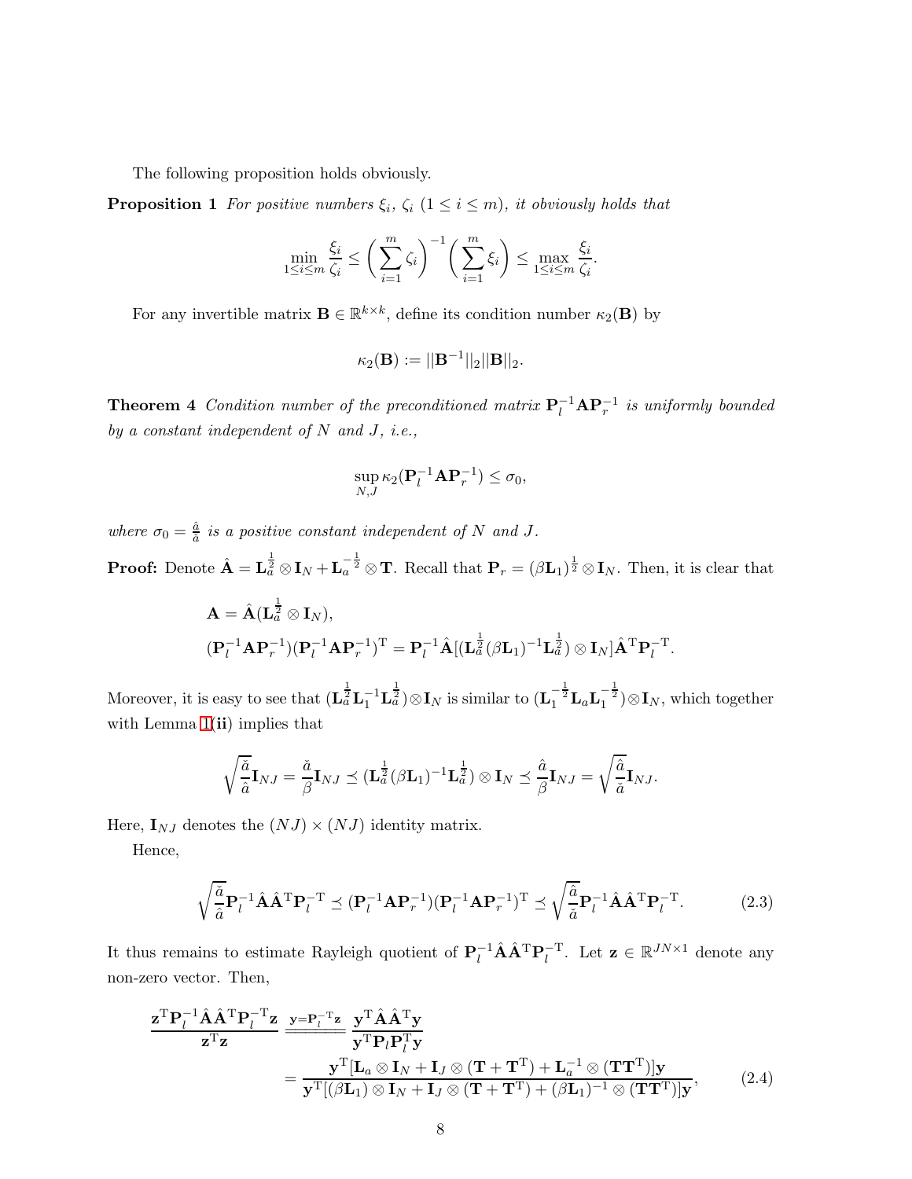The following proposition holds obviously.

**Proposition 1** *For positive numbers $\xi_i$, $\zeta_i$ $(1 \le i \le m)$, it obviously holds that*

$$\min_{1\le i\le m} \frac{\xi_i}{\zeta_i} \le \left(\sum_{i=1}^{m}\zeta_i\right)^{-1}\left(\sum_{i=1}^{m}\xi_i\right) \le \max_{1\le i\le m}\frac{\xi_i}{\zeta_i}.$$

For any invertible matrix $\mathbf{B} \in \mathbb{R}^{k\times k}$, define its condition number $\kappa_2(\mathbf{B})$ by

$$\kappa_2(\mathbf{B}) := ||\mathbf{B}^{-1}||_2||\mathbf{B}||_2.$$

**Theorem 4** *Condition number of the preconditioned matrix $\mathbf{P}_l^{-1}\mathbf{A}\mathbf{P}_r^{-1}$ is uniformly bounded by a constant independent of $N$ and $J$, i.e.,*

$$\sup_{N,J}\kappa_2(\mathbf{P}_l^{-1}\mathbf{A}\mathbf{P}_r^{-1}) \le \sigma_0,$$

*where $\sigma_0 = \frac{\hat{a}}{\check{a}}$ is a positive constant independent of $N$ and $J$.*

**Proof:** Denote $\hat{\mathbf{A}} = \mathbf{L}_a^{\frac{1}{2}} \otimes \mathbf{I}_N + \mathbf{L}_a^{-\frac{1}{2}} \otimes \mathbf{T}$. Recall that $\mathbf{P}_r = (\beta\mathbf{L}_1)^{\frac{1}{2}} \otimes \mathbf{I}_N$. Then, it is clear that

$$\begin{aligned}
&\mathbf{A} = \hat{\mathbf{A}}(\mathbf{L}_a^{\frac{1}{2}} \otimes \mathbf{I}_N),\\
&(\mathbf{P}_l^{-1}\mathbf{A}\mathbf{P}_r^{-1})(\mathbf{P}_l^{-1}\mathbf{A}\mathbf{P}_r^{-1})^{\mathrm{T}} = \mathbf{P}_l^{-1}\hat{\mathbf{A}}[(\mathbf{L}_a^{\frac{1}{2}}(\beta\mathbf{L}_1)^{-1}\mathbf{L}_a^{\frac{1}{2}})\otimes \mathbf{I}_N]\hat{\mathbf{A}}^{\mathrm{T}}\mathbf{P}_l^{-\mathrm{T}}.
\end{aligned}$$

Moreover, it is easy to see that $(\mathbf{L}_a^{\frac{1}{2}}\mathbf{L}_1^{-1}\mathbf{L}_a^{\frac{1}{2}})\otimes\mathbf{I}_N$ is similar to $(\mathbf{L}_1^{-\frac{1}{2}}\mathbf{L}_a\mathbf{L}_1^{-\frac{1}{2}})\otimes\mathbf{I}_N$, which together with Lemma 1(**ii**) implies that

$$\sqrt{\frac{\check{a}}{\hat{a}}}\mathbf{I}_{NJ} = \frac{\check{a}}{\beta}\mathbf{I}_{NJ} \preceq (\mathbf{L}_a^{\frac{1}{2}}(\beta\mathbf{L}_1)^{-1}\mathbf{L}_a^{\frac{1}{2}})\otimes\mathbf{I}_N \preceq \frac{\hat{a}}{\beta}\mathbf{I}_{NJ} = \sqrt{\frac{\hat{a}}{\check{a}}}\mathbf{I}_{NJ}.$$

Here, $\mathbf{I}_{NJ}$ denotes the $(NJ)\times(NJ)$ identity matrix.

Hence,

$$\sqrt{\frac{\check{a}}{\hat{a}}}\mathbf{P}_l^{-1}\hat{\mathbf{A}}\hat{\mathbf{A}}^{\mathrm{T}}\mathbf{P}_l^{-\mathrm{T}} \preceq (\mathbf{P}_l^{-1}\mathbf{A}\mathbf{P}_r^{-1})(\mathbf{P}_l^{-1}\mathbf{A}\mathbf{P}_r^{-1})^{\mathrm{T}} \preceq \sqrt{\frac{\hat{a}}{\check{a}}}\mathbf{P}_l^{-1}\hat{\mathbf{A}}\hat{\mathbf{A}}^{\mathrm{T}}\mathbf{P}_l^{-\mathrm{T}}. \tag{2.3}$$

It thus remains to estimate Rayleigh quotient of $\mathbf{P}_l^{-1}\hat{\mathbf{A}}\hat{\mathbf{A}}^{\mathrm{T}}\mathbf{P}_l^{-\mathrm{T}}$. Let $\mathbf{z} \in \mathbb{R}^{JN\times 1}$ denote any non-zero vector. Then,

$$\begin{aligned}
\frac{\mathbf{z}^{\mathrm{T}}\mathbf{P}_l^{-1}\hat{\mathbf{A}}\hat{\mathbf{A}}^{\mathrm{T}}\mathbf{P}_l^{-\mathrm{T}}\mathbf{z}}{\mathbf{z}^{\mathrm{T}}\mathbf{z}} &\overset{\mathbf{y}=\mathbf{P}_l^{-\mathrm{T}}\mathbf{z}}{=\!=\!=\!=} \frac{\mathbf{y}^{\mathrm{T}}\hat{\mathbf{A}}\hat{\mathbf{A}}^{\mathrm{T}}\mathbf{y}}{\mathbf{y}^{\mathrm{T}}\mathbf{P}_l\mathbf{P}_l^{\mathrm{T}}\mathbf{y}}\\
&= \frac{\mathbf{y}^{\mathrm{T}}[\mathbf{L}_a\otimes\mathbf{I}_N + \mathbf{I}_J\otimes(\mathbf{T}+\mathbf{T}^{\mathrm{T}}) + \mathbf{L}_a^{-1}\otimes(\mathbf{T}\mathbf{T}^{\mathrm{T}})]\mathbf{y}}{\mathbf{y}^{\mathrm{T}}[(\beta\mathbf{L}_1)\otimes\mathbf{I}_N + \mathbf{I}_J\otimes(\mathbf{T}+\mathbf{T}^{\mathrm{T}}) + (\beta\mathbf{L}_1)^{-1}\otimes(\mathbf{T}\mathbf{T}^{\mathrm{T}})]\mathbf{y}},
\end{aligned} \tag{2.4}$$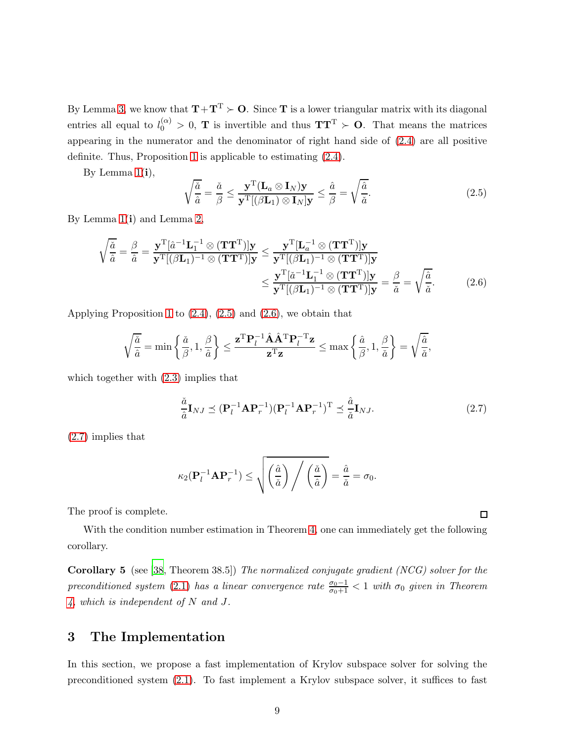By Lemma 3, we know that $\mathbf{T}+\mathbf{T}^{\mathrm{T}} \succ \mathbf{O}$. Since $\mathbf{T}$ is a lower triangular matrix with its diagonal entries all equal to $l_0^{(\alpha)} > 0$, $\mathbf{T}$ is invertible and thus $\mathbf{T}\mathbf{T}^{\mathrm{T}} \succ \mathbf{O}$. That means the matrices appearing in the numerator and the denominator of right hand side of (2.4) are all positive definite. Thus, Proposition 1 is applicable to estimating (2.4).

By Lemma 1(**i**),

$$\sqrt{\frac{\check{a}}{\hat{a}}} = \frac{\check{a}}{\beta} \leq \frac{\mathbf{y}^{\mathrm{T}}(\mathbf{L}_a \otimes \mathbf{I}_N)\mathbf{y}}{\mathbf{y}^{\mathrm{T}}[(\beta \mathbf{L}_1) \otimes \mathbf{I}_N]\mathbf{y}} \leq \frac{\hat{a}}{\beta} = \sqrt{\frac{\hat{a}}{\check{a}}}. \tag{2.5}$$

By Lemma 1(**i**) and Lemma 2,

$$\begin{aligned}\sqrt{\frac{\check{a}}{\hat{a}}} = \frac{\beta}{\hat{a}} = \frac{\mathbf{y}^{\mathrm{T}}[\hat{a}^{-1}\mathbf{L}_1^{-1} \otimes (\mathbf{T}\mathbf{T}^{\mathrm{T}})]\mathbf{y}}{\mathbf{y}^{\mathrm{T}}[(\beta \mathbf{L}_1)^{-1} \otimes (\mathbf{T}\mathbf{T}^{\mathrm{T}})]\mathbf{y}} &\leq \frac{\mathbf{y}^{\mathrm{T}}[\mathbf{L}_a^{-1} \otimes (\mathbf{T}\mathbf{T}^{\mathrm{T}})]\mathbf{y}}{\mathbf{y}^{\mathrm{T}}[(\beta \mathbf{L}_1)^{-1} \otimes (\mathbf{T}\mathbf{T}^{\mathrm{T}})]\mathbf{y}} \\ &\leq \frac{\mathbf{y}^{\mathrm{T}}[\check{a}^{-1}\mathbf{L}_1^{-1} \otimes (\mathbf{T}\mathbf{T}^{\mathrm{T}})]\mathbf{y}}{\mathbf{y}^{\mathrm{T}}[(\beta \mathbf{L}_1)^{-1} \otimes (\mathbf{T}\mathbf{T}^{\mathrm{T}})]\mathbf{y}} = \frac{\beta}{\check{a}} = \sqrt{\frac{\hat{a}}{\check{a}}}.\end{aligned} \tag{2.6}$$

Applying Proposition 1 to (2.4), (2.5) and (2.6), we obtain that

$$\sqrt{\frac{\check{a}}{\hat{a}}} = \min\left\{\frac{\check{a}}{\beta}, 1, \frac{\beta}{\hat{a}}\right\} \leq \frac{\mathbf{z}^{\mathrm{T}}\mathbf{P}_l^{-1}\hat{\mathbf{A}}\hat{\mathbf{A}}^{\mathrm{T}}\mathbf{P}_l^{-\mathrm{T}}\mathbf{z}}{\mathbf{z}^{\mathrm{T}}\mathbf{z}} \leq \max\left\{\frac{\hat{a}}{\beta}, 1, \frac{\beta}{\check{a}}\right\} = \sqrt{\frac{\hat{a}}{\check{a}}},$$

which together with (2.3) implies that

$$\frac{\check{a}}{\hat{a}}\mathbf{I}_{NJ} \preceq (\mathbf{P}_l^{-1}\mathbf{A}\mathbf{P}_r^{-1})(\mathbf{P}_l^{-1}\mathbf{A}\mathbf{P}_r^{-1})^{\mathrm{T}} \preceq \frac{\hat{a}}{\check{a}}\mathbf{I}_{NJ}. \tag{2.7}$$

(2.7) implies that

$$\kappa_2(\mathbf{P}_l^{-1}\mathbf{A}\mathbf{P}_r^{-1}) \leq \sqrt{\left(\frac{\hat{a}}{\check{a}}\right) \Big/ \left(\frac{\check{a}}{\hat{a}}\right)} = \frac{\hat{a}}{\check{a}} = \sigma_0.$$

The proof is complete. ☐

With the condition number estimation in Theorem 4, one can immediately get the following corollary.

**Corollary 5** (see [38, Theorem 38.5]) *The normalized conjugate gradient (NCG) solver for the preconditioned system (2.1) has a linear convergence rate $\frac{\sigma_0-1}{\sigma_0+1} < 1$ with $\sigma_0$ given in Theorem 4, which is independent of $N$ and $J$.*

# 3 The Implementation

In this section, we propose a fast implementation of Krylov subspace solver for solving the preconditioned system (2.1). To fast implement a Krylov subspace solver, it suffices to fast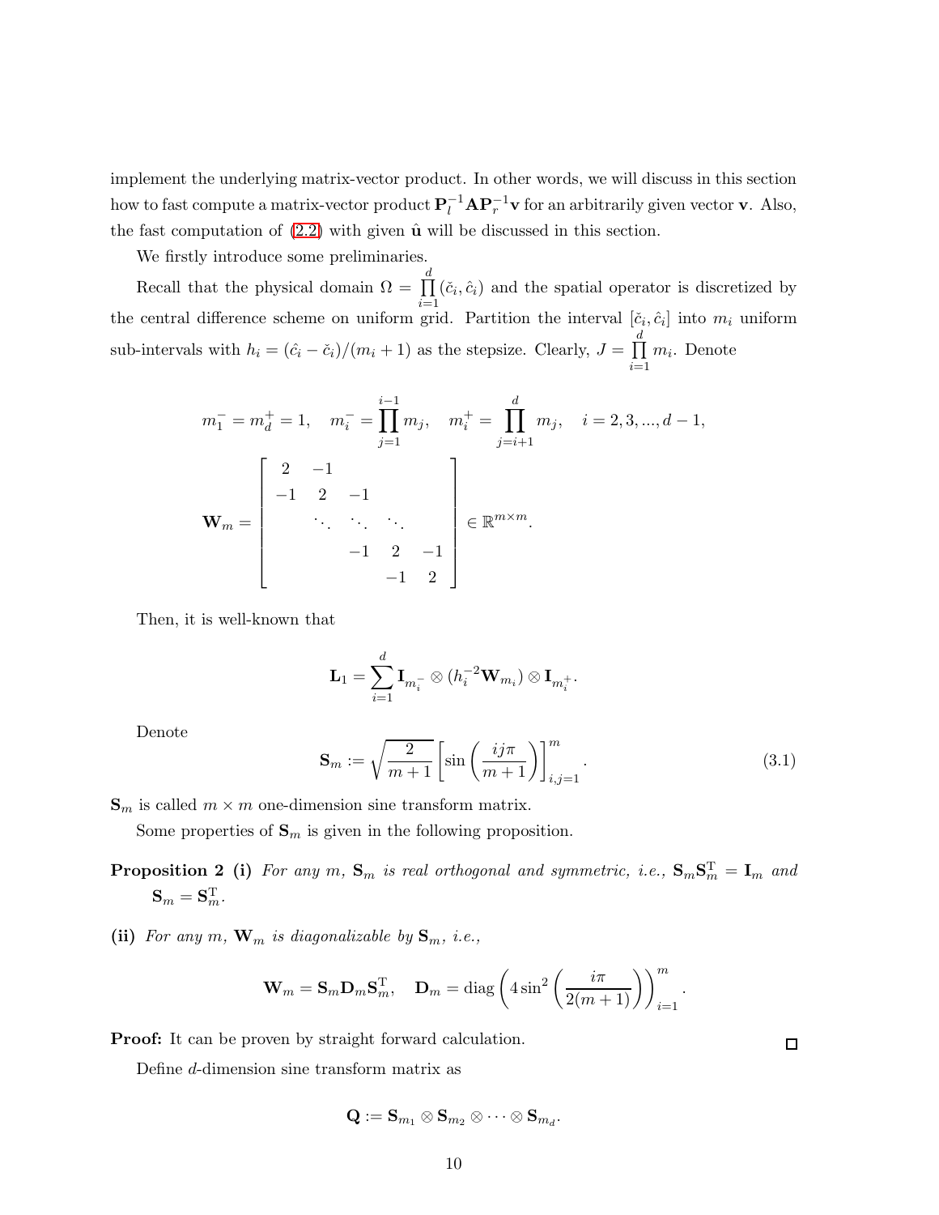implement the underlying matrix-vector product. In other words, we will discuss in this section how to fast compute a matrix-vector product $\mathbf{P}_l^{-1}\mathbf{A}\mathbf{P}_r^{-1}\mathbf{v}$ for an arbitrarily given vector $\mathbf{v}$. Also, the fast computation of (2.2) with given $\hat{\mathbf{u}}$ will be discussed in this section.

We firstly introduce some preliminaries.

Recall that the physical domain $\Omega = \prod_{i=1}^{d}(\check{c}_i, \hat{c}_i)$ and the spatial operator is discretized by the central difference scheme on uniform grid. Partition the interval $[\check{c}_i, \hat{c}_i]$ into $m_i$ uniform sub-intervals with $h_i = (\hat{c}_i - \check{c}_i)/(m_i + 1)$ as the stepsize. Clearly, $J = \prod_{i=1}^{d} m_i$. Denote

$$m_1^- = m_d^+ = 1, \quad m_i^- = \prod_{j=1}^{i-1} m_j, \quad m_i^+ = \prod_{j=i+1}^{d} m_j, \quad i = 2, 3, ..., d-1,$$

$$\mathbf{W}_m = \begin{bmatrix} 2 & -1 & & & \\ -1 & 2 & -1 & & \\ & \ddots & \ddots & \ddots & \\ & & -1 & 2 & -1 \\ & & & -1 & 2 \end{bmatrix} \in \mathbb{R}^{m \times m}.$$

Then, it is well-known that

$$\mathbf{L}_1 = \sum_{i=1}^{d} \mathbf{I}_{m_i^-} \otimes (h_i^{-2}\mathbf{W}_{m_i}) \otimes \mathbf{I}_{m_i^+}.$$

Denote

$$\mathbf{S}_m := \sqrt{\frac{2}{m+1}} \left[\sin\left(\frac{ij\pi}{m+1}\right)\right]_{i,j=1}^{m}. \tag{3.1}$$

$\mathbf{S}_m$ is called $m \times m$ one-dimension sine transform matrix.

Some properties of $\mathbf{S}_m$ is given in the following proposition.

**Proposition 2** **(i)** *For any $m$, $\mathbf{S}_m$ is real orthogonal and symmetric, i.e., $\mathbf{S}_m\mathbf{S}_m^{\mathrm{T}} = \mathbf{I}_m$ and $\mathbf{S}_m = \mathbf{S}_m^{\mathrm{T}}$.*

**(ii)** *For any $m$, $\mathbf{W}_m$ is diagonalizable by $\mathbf{S}_m$, i.e.,*

$$\mathbf{W}_m = \mathbf{S}_m\mathbf{D}_m\mathbf{S}_m^{\mathrm{T}}, \quad \mathbf{D}_m = \mathrm{diag}\left(4\sin^2\left(\frac{i\pi}{2(m+1)}\right)\right)_{i=1}^{m}.$$

**Proof:** It can be proven by straight forward calculation. □

Define $d$-dimension sine transform matrix as

$$\mathbf{Q} := \mathbf{S}_{m_1} \otimes \mathbf{S}_{m_2} \otimes \cdots \otimes \mathbf{S}_{m_d}.$$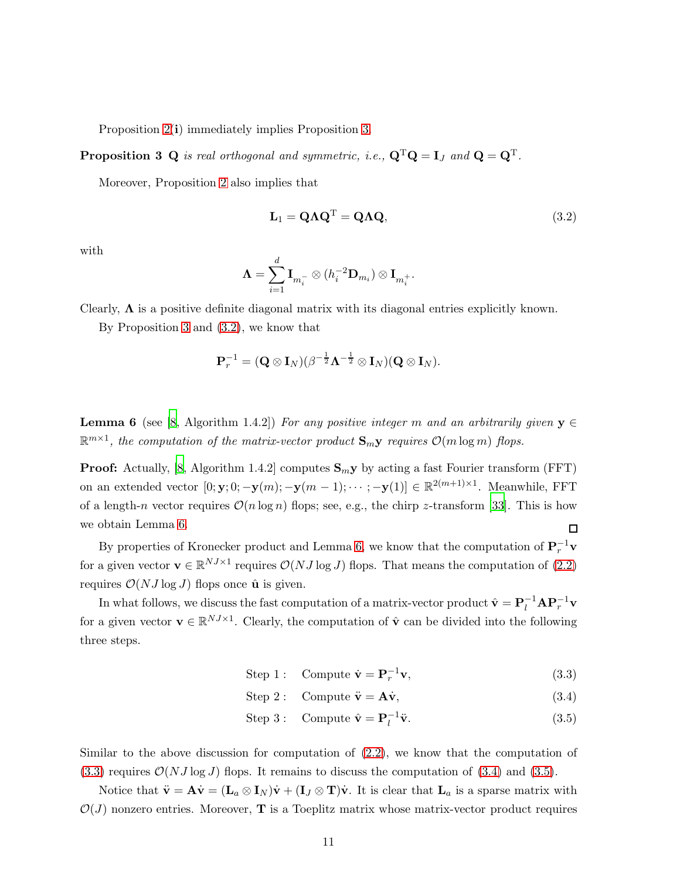Proposition 2(**i**) immediately implies Proposition 3.

**Proposition 3** *$\mathbf{Q}$ is real orthogonal and symmetric, i.e., $\mathbf{Q}^{\mathrm{T}}\mathbf{Q} = \mathbf{I}_J$ and $\mathbf{Q} = \mathbf{Q}^{\mathrm{T}}$.*

Moreover, Proposition 2 also implies that

$$\mathbf{L}_1 = \mathbf{Q}\mathbf{\Lambda}\mathbf{Q}^{\mathrm{T}} = \mathbf{Q}\mathbf{\Lambda}\mathbf{Q}, \tag{3.2}$$

with

$$\mathbf{\Lambda} = \sum_{i=1}^{d} \mathbf{I}_{m_i^-} \otimes (h_i^{-2}\mathbf{D}_{m_i}) \otimes \mathbf{I}_{m_i^+}.$$

Clearly, $\mathbf{\Lambda}$ is a positive definite diagonal matrix with its diagonal entries explicitly known.

By Proposition 3 and (3.2), we know that

$$\mathbf{P}_r^{-1} = (\mathbf{Q} \otimes \mathbf{I}_N)(\beta^{-\frac{1}{2}}\mathbf{\Lambda}^{-\frac{1}{2}} \otimes \mathbf{I}_N)(\mathbf{Q} \otimes \mathbf{I}_N).$$

**Lemma 6** (see [8, Algorithm 1.4.2]) *For any positive integer $m$ and an arbitrarily given $\mathbf{y} \in \mathbb{R}^{m\times 1}$, the computation of the matrix-vector product $\mathbf{S}_m\mathbf{y}$ requires $\mathcal{O}(m\log m)$ flops.*

**Proof:** Actually, [8, Algorithm 1.4.2] computes $\mathbf{S}_m\mathbf{y}$ by acting a fast Fourier transform (FFT) on an extended vector $[0; \mathbf{y}; 0; -\mathbf{y}(m); -\mathbf{y}(m-1); \cdots; -\mathbf{y}(1)] \in \mathbb{R}^{2(m+1)\times 1}$. Meanwhile, FFT of a length-$n$ vector requires $\mathcal{O}(n\log n)$ flops; see, e.g., the chirp $z$-transform [33]. This is how we obtain Lemma 6. □

By properties of Kronecker product and Lemma 6, we know that the computation of $\mathbf{P}_r^{-1}\mathbf{v}$ for a given vector $\mathbf{v} \in \mathbb{R}^{NJ\times 1}$ requires $\mathcal{O}(NJ\log J)$ flops. That means the computation of (2.2) requires $\mathcal{O}(NJ\log J)$ flops once $\hat{\mathbf{u}}$ is given.

In what follows, we discuss the fast computation of a matrix-vector product $\hat{\mathbf{v}} = \mathbf{P}_l^{-1}\mathbf{A}\mathbf{P}_r^{-1}\mathbf{v}$ for a given vector $\mathbf{v} \in \mathbb{R}^{NJ\times 1}$. Clearly, the computation of $\hat{\mathbf{v}}$ can be divided into the following three steps.

$$\text{Step 1:} \quad \text{Compute } \dot{\mathbf{v}} = \mathbf{P}_r^{-1}\mathbf{v}, \tag{3.3}$$

$$\text{Step 2:} \quad \text{Compute } \ddot{\mathbf{v}} = \mathbf{A}\dot{\mathbf{v}}, \tag{3.4}$$

$$\text{Step 3:} \quad \text{Compute } \hat{\mathbf{v}} = \mathbf{P}_l^{-1}\ddot{\mathbf{v}}. \tag{3.5}$$

Similar to the above discussion for computation of (2.2), we know that the computation of (3.3) requires $\mathcal{O}(NJ\log J)$ flops. It remains to discuss the computation of (3.4) and (3.5).

Notice that $\ddot{\mathbf{v}} = \mathbf{A}\dot{\mathbf{v}} = (\mathbf{L}_a \otimes \mathbf{I}_N)\dot{\mathbf{v}} + (\mathbf{I}_J \otimes \mathbf{T})\dot{\mathbf{v}}$. It is clear that $\mathbf{L}_a$ is a sparse matrix with $\mathcal{O}(J)$ nonzero entries. Moreover, $\mathbf{T}$ is a Toeplitz matrix whose matrix-vector product requires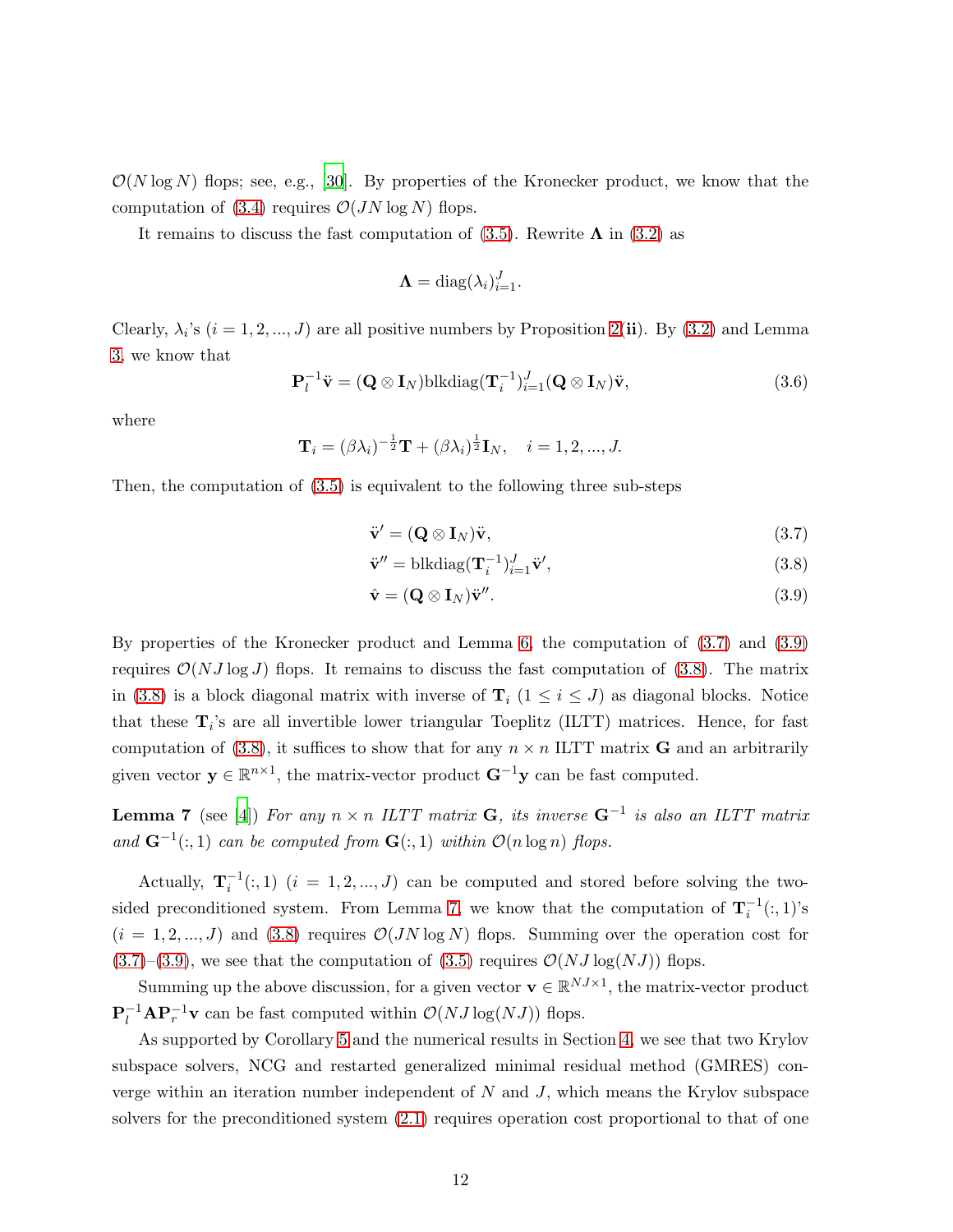$\mathcal{O}(N \log N)$ flops; see, e.g., [30]. By properties of the Kronecker product, we know that the computation of (3.4) requires $\mathcal{O}(JN \log N)$ flops.

It remains to discuss the fast computation of (3.5). Rewrite $\mathbf{\Lambda}$ in (3.2) as

$$\mathbf{\Lambda} = \text{diag}(\lambda_i)_{i=1}^{J}.$$

Clearly, $\lambda_i$'s $(i = 1, 2, ..., J)$ are all positive numbers by Proposition 2(**ii**). By (3.2) and Lemma 3, we know that

$$\mathbf{P}_l^{-1}\ddot{\mathbf{v}} = (\mathbf{Q} \otimes \mathbf{I}_N)\text{blkdiag}(\mathbf{T}_i^{-1})_{i=1}^{J}(\mathbf{Q} \otimes \mathbf{I}_N)\ddot{\mathbf{v}}, \tag{3.6}$$

where

$$\mathbf{T}_i = (\beta\lambda_i)^{-\frac{1}{2}}\mathbf{T} + (\beta\lambda_i)^{\frac{1}{2}}\mathbf{I}_N, \quad i = 1, 2, ..., J.$$

Then, the computation of (3.5) is equivalent to the following three sub-steps

$$\ddot{\mathbf{v}}' = (\mathbf{Q} \otimes \mathbf{I}_N)\ddot{\mathbf{v}}, \tag{3.7}$$

$$\ddot{\mathbf{v}}'' = \text{blkdiag}(\mathbf{T}_i^{-1})_{i=1}^{J}\ddot{\mathbf{v}}', \tag{3.8}$$

$$\hat{\mathbf{v}} = (\mathbf{Q} \otimes \mathbf{I}_N)\ddot{\mathbf{v}}''. \tag{3.9}$$

By properties of the Kronecker product and Lemma 6, the computation of (3.7) and (3.9) requires $\mathcal{O}(NJ \log J)$ flops. It remains to discuss the fast computation of (3.8). The matrix in (3.8) is a block diagonal matrix with inverse of $\mathbf{T}_i$ $(1 \leq i \leq J)$ as diagonal blocks. Notice that these $\mathbf{T}_i$'s are all invertible lower triangular Toeplitz (ILTT) matrices. Hence, for fast computation of (3.8), it suffices to show that for any $n \times n$ ILTT matrix $\mathbf{G}$ and an arbitrarily given vector $\mathbf{y} \in \mathbb{R}^{n \times 1}$, the matrix-vector product $\mathbf{G}^{-1}\mathbf{y}$ can be fast computed.

**Lemma 7** (see [4]) *For any $n \times n$ ILTT matrix $\mathbf{G}$, its inverse $\mathbf{G}^{-1}$ is also an ILTT matrix and $\mathbf{G}^{-1}(:, 1)$ can be computed from $\mathbf{G}(:, 1)$ within $\mathcal{O}(n \log n)$ flops.*

Actually, $\mathbf{T}_i^{-1}(:, 1)$ $(i = 1, 2, ..., J)$ can be computed and stored before solving the two-sided preconditioned system. From Lemma 7, we know that the computation of $\mathbf{T}_i^{-1}(:, 1)$'s $(i = 1, 2, ..., J)$ and (3.8) requires $\mathcal{O}(JN \log N)$ flops. Summing over the operation cost for (3.7)–(3.9), we see that the computation of (3.5) requires $\mathcal{O}(NJ \log(NJ))$ flops.

Summing up the above discussion, for a given vector $\mathbf{v} \in \mathbb{R}^{NJ \times 1}$, the matrix-vector product $\mathbf{P}_l^{-1}\mathbf{A}\mathbf{P}_r^{-1}\mathbf{v}$ can be fast computed within $\mathcal{O}(NJ \log(NJ))$ flops.

As supported by Corollary 5 and the numerical results in Section 4, we see that two Krylov subspace solvers, NCG and restarted generalized minimal residual method (GMRES) converge within an iteration number independent of $N$ and $J$, which means the Krylov subspace solvers for the preconditioned system (2.1) requires operation cost proportional to that of one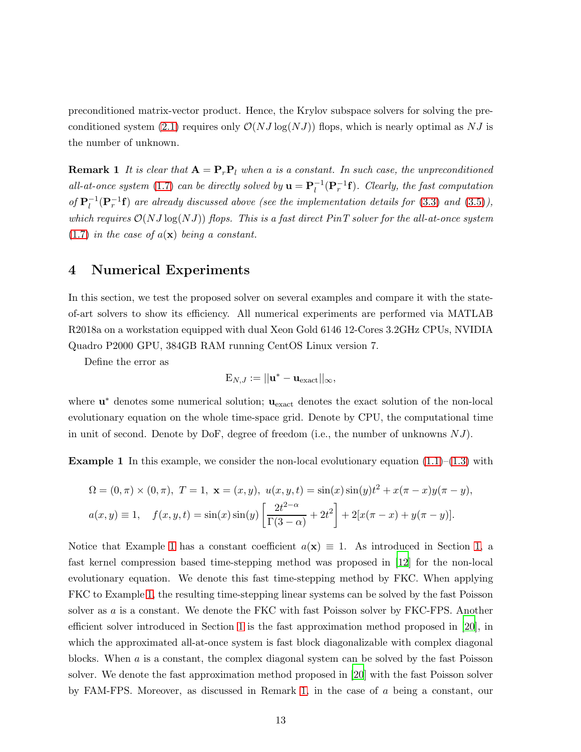preconditioned matrix-vector product. Hence, the Krylov subspace solvers for solving the preconditioned system (2.1) requires only $\mathcal{O}(NJ\log(NJ))$ flops, which is nearly optimal as $NJ$ is the number of unknown.

**Remark 1** *It is clear that $\mathbf{A} = \mathbf{P}_r\mathbf{P}_l$ when $a$ is a constant. In such case, the unpreconditioned all-at-once system (1.7) can be directly solved by $\mathbf{u} = \mathbf{P}_l^{-1}(\mathbf{P}_r^{-1}\mathbf{f})$. Clearly, the fast computation of $\mathbf{P}_l^{-1}(\mathbf{P}_r^{-1}\mathbf{f})$ are already discussed above (see the implementation details for (3.3) and (3.5)), which requires $\mathcal{O}(NJ\log(NJ))$ flops. This is a fast direct PinT solver for the all-at-once system (1.7) in the case of $a(\mathbf{x})$ being a constant.*

# 4 Numerical Experiments

In this section, we test the proposed solver on several examples and compare it with the state-of-art solvers to show its efficiency. All numerical experiments are performed via MATLAB R2018a on a workstation equipped with dual Xeon Gold 6146 12-Cores 3.2GHz CPUs, NVIDIA Quadro P2000 GPU, 384GB RAM running CentOS Linux version 7.

Define the error as

$$\mathrm{E}_{N,J} := ||\mathbf{u}^* - \mathbf{u}_{\mathrm{exact}}||_\infty,$$

where $\mathbf{u}^*$ denotes some numerical solution; $\mathbf{u}_{\mathrm{exact}}$ denotes the exact solution of the non-local evolutionary equation on the whole time-space grid. Denote by CPU, the computational time in unit of second. Denote by DoF, degree of freedom (i.e., the number of unknowns $NJ$).

**Example 1** In this example, we consider the non-local evolutionary equation (1.1)–(1.3) with

$$\Omega = (0,\pi)\times(0,\pi),\ T = 1,\ \mathbf{x} = (x,y),\ u(x,y,t) = \sin(x)\sin(y)t^2 + x(\pi - x)y(\pi - y),$$
$$a(x,y) \equiv 1, \quad f(x,y,t) = \sin(x)\sin(y)\left[\frac{2t^{2-\alpha}}{\Gamma(3-\alpha)} + 2t^2\right] + 2[x(\pi - x) + y(\pi - y)].$$

Notice that Example 1 has a constant coefficient $a(\mathbf{x}) \equiv 1$. As introduced in Section 1, a fast kernel compression based time-stepping method was proposed in [12] for the non-local evolutionary equation. We denote this fast time-stepping method by FKC. When applying FKC to Example 1, the resulting time-stepping linear systems can be solved by the fast Poisson solver as $a$ is a constant. We denote the FKC with fast Poisson solver by FKC-FPS. Another efficient solver introduced in Section 1 is the fast approximation method proposed in [20], in which the approximated all-at-once system is fast block diagonalizable with complex diagonal blocks. When $a$ is a constant, the complex diagonal system can be solved by the fast Poisson solver. We denote the fast approximation method proposed in [20] with the fast Poisson solver by FAM-FPS. Moreover, as discussed in Remark 1, in the case of $a$ being a constant, our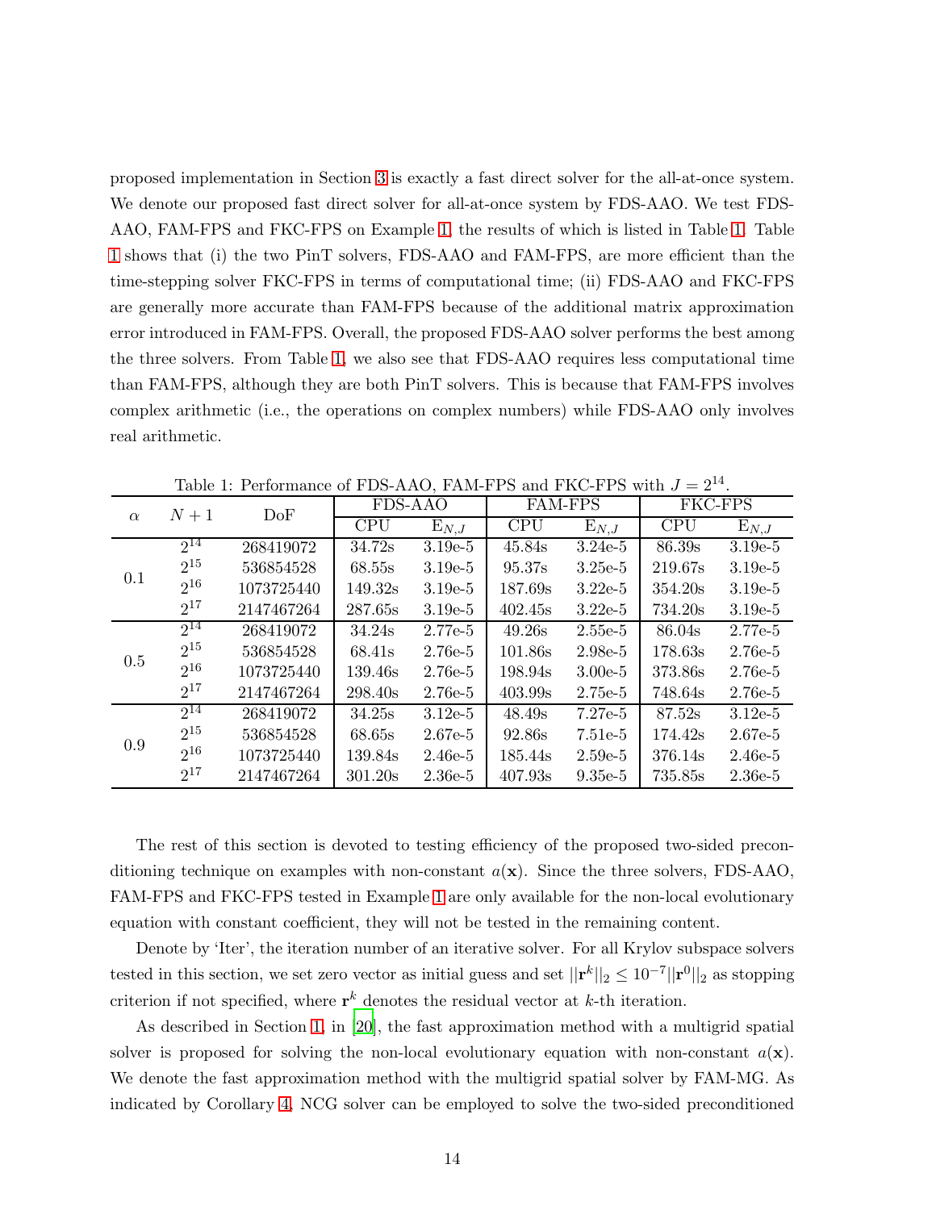proposed implementation in Section 3 is exactly a fast direct solver for the all-at-once system. We denote our proposed fast direct solver for all-at-once system by FDS-AAO. We test FDS-AAO, FAM-FPS and FKC-FPS on Example 1, the results of which is listed in Table 1. Table 1 shows that (i) the two PinT solvers, FDS-AAO and FAM-FPS, are more efficient than the time-stepping solver FKC-FPS in terms of computational time; (ii) FDS-AAO and FKC-FPS are generally more accurate than FAM-FPS because of the additional matrix approximation error introduced in FAM-FPS. Overall, the proposed FDS-AAO solver performs the best among the three solvers. From Table 1, we also see that FDS-AAO requires less computational time than FAM-FPS, although they are both PinT solvers. This is because that FAM-FPS involves complex arithmetic (i.e., the operations on complex numbers) while FDS-AAO only involves real arithmetic.

Table 1: Performance of FDS-AAO, FAM-FPS and FKC-FPS with $J = 2^{14}$.

| $\alpha$ | $N+1$ | DoF | FDS-AAO | | FAM-FPS | | FKC-FPS | |
|---|---|---|---|---|---|---|---|---|
| | | | CPU | $E_{N,J}$ | CPU | $E_{N,J}$ | CPU | $E_{N,J}$ |
| 0.1 | $2^{14}$ | 268419072 | 34.72s | 3.19e-5 | 45.84s | 3.24e-5 | 86.39s | 3.19e-5 |
| | $2^{15}$ | 536854528 | 68.55s | 3.19e-5 | 95.37s | 3.25e-5 | 219.67s | 3.19e-5 |
| | $2^{16}$ | 1073725440 | 149.32s | 3.19e-5 | 187.69s | 3.22e-5 | 354.20s | 3.19e-5 |
| | $2^{17}$ | 2147467264 | 287.65s | 3.19e-5 | 402.45s | 3.22e-5 | 734.20s | 3.19e-5 |
| 0.5 | $2^{14}$ | 268419072 | 34.24s | 2.77e-5 | 49.26s | 2.55e-5 | 86.04s | 2.77e-5 |
| | $2^{15}$ | 536854528 | 68.41s | 2.76e-5 | 101.86s | 2.98e-5 | 178.63s | 2.76e-5 |
| | $2^{16}$ | 1073725440 | 139.46s | 2.76e-5 | 198.94s | 3.00e-5 | 373.86s | 2.76e-5 |
| | $2^{17}$ | 2147467264 | 298.40s | 2.76e-5 | 403.99s | 2.75e-5 | 748.64s | 2.76e-5 |
| 0.9 | $2^{14}$ | 268419072 | 34.25s | 3.12e-5 | 48.49s | 7.27e-5 | 87.52s | 3.12e-5 |
| | $2^{15}$ | 536854528 | 68.65s | 2.67e-5 | 92.86s | 7.51e-5 | 174.42s | 2.67e-5 |
| | $2^{16}$ | 1073725440 | 139.84s | 2.46e-5 | 185.44s | 2.59e-5 | 376.14s | 2.46e-5 |
| | $2^{17}$ | 2147467264 | 301.20s | 2.36e-5 | 407.93s | 9.35e-5 | 735.85s | 2.36e-5 |

The rest of this section is devoted to testing efficiency of the proposed two-sided preconditioning technique on examples with non-constant $a(\mathbf{x})$. Since the three solvers, FDS-AAO, FAM-FPS and FKC-FPS tested in Example 1 are only available for the non-local evolutionary equation with constant coefficient, they will not be tested in the remaining content.

Denote by 'Iter', the iteration number of an iterative solver. For all Krylov subspace solvers tested in this section, we set zero vector as initial guess and set $||\mathbf{r}^k||_2 \leq 10^{-7}||\mathbf{r}^0||_2$ as stopping criterion if not specified, where $\mathbf{r}^k$ denotes the residual vector at $k$-th iteration.

As described in Section 1, in [20], the fast approximation method with a multigrid spatial solver is proposed for solving the non-local evolutionary equation with non-constant $a(\mathbf{x})$. We denote the fast approximation method with the multigrid spatial solver by FAM-MG. As indicated by Corollary 4, NCG solver can be employed to solve the two-sided preconditioned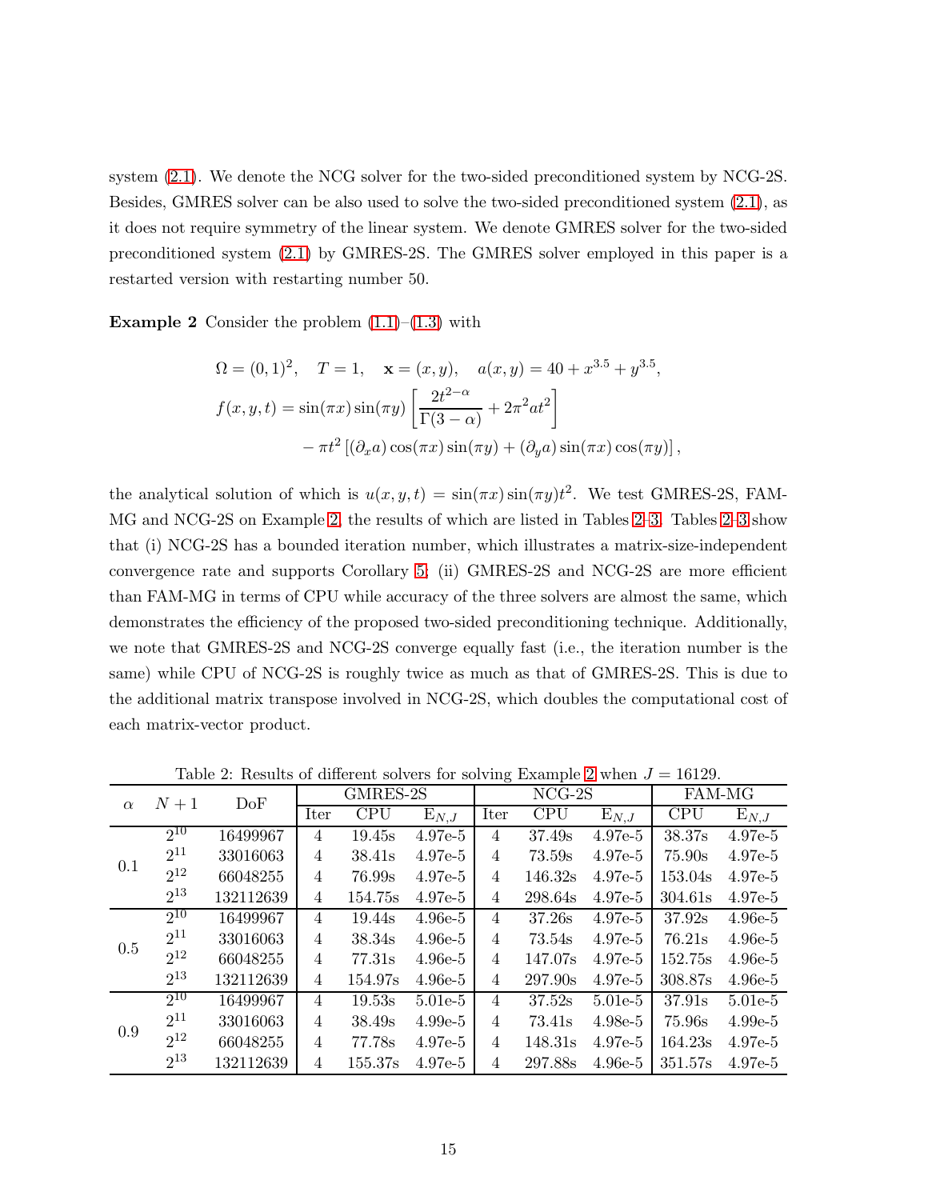system (2.1). We denote the NCG solver for the two-sided preconditioned system by NCG-2S. Besides, GMRES solver can be also used to solve the two-sided preconditioned system (2.1), as it does not require symmetry of the linear system. We denote GMRES solver for the two-sided preconditioned system (2.1) by GMRES-2S. The GMRES solver employed in this paper is a restarted version with restarting number 50.

**Example 2** Consider the problem (1.1)–(1.3) with

$$\Omega = (0,1)^2, \quad T = 1, \quad \mathbf{x} = (x, y), \quad a(x,y) = 40 + x^{3.5} + y^{3.5},$$
$$f(x,y,t) = \sin(\pi x)\sin(\pi y)\left[\frac{2t^{2-\alpha}}{\Gamma(3-\alpha)} + 2\pi^2 a t^2\right]$$
$$- \pi t^2 \left[(\partial_x a)\cos(\pi x)\sin(\pi y) + (\partial_y a)\sin(\pi x)\cos(\pi y)\right],$$

the analytical solution of which is $u(x,y,t) = \sin(\pi x)\sin(\pi y)t^2$. We test GMRES-2S, FAM-MG and NCG-2S on Example 2, the results of which are listed in Tables 2–3. Tables 2–3 show that (i) NCG-2S has a bounded iteration number, which illustrates a matrix-size-independent convergence rate and supports Corollary 5; (ii) GMRES-2S and NCG-2S are more efficient than FAM-MG in terms of CPU while accuracy of the three solvers are almost the same, which demonstrates the efficiency of the proposed two-sided preconditioning technique. Additionally, we note that GMRES-2S and NCG-2S converge equally fast (i.e., the iteration number is the same) while CPU of NCG-2S is roughly twice as much as that of GMRES-2S. This is due to the additional matrix transpose involved in NCG-2S, which doubles the computational cost of each matrix-vector product.

Table 2: Results of different solvers for solving Example 2 when $J = 16129$.

| $\alpha$ | $N+1$ | DoF | GMRES-2S | | | NCG-2S | | | FAM-MG | |
|---|---|---|---|---|---|---|---|---|---|---|
| | | | Iter | CPU | $\mathrm{E}_{N,J}$ | Iter | CPU | $\mathrm{E}_{N,J}$ | CPU | $\mathrm{E}_{N,J}$ |
| 0.1 | $2^{10}$ | 16499967 | 4 | 19.45s | 4.97e-5 | 4 | 37.49s | 4.97e-5 | 38.37s | 4.97e-5 |
| | $2^{11}$ | 33016063 | 4 | 38.41s | 4.97e-5 | 4 | 73.59s | 4.97e-5 | 75.90s | 4.97e-5 |
| | $2^{12}$ | 66048255 | 4 | 76.99s | 4.97e-5 | 4 | 146.32s | 4.97e-5 | 153.04s | 4.97e-5 |
| | $2^{13}$ | 132112639 | 4 | 154.75s | 4.97e-5 | 4 | 298.64s | 4.97e-5 | 304.61s | 4.97e-5 |
| 0.5 | $2^{10}$ | 16499967 | 4 | 19.44s | 4.96e-5 | 4 | 37.26s | 4.97e-5 | 37.92s | 4.96e-5 |
| | $2^{11}$ | 33016063 | 4 | 38.34s | 4.96e-5 | 4 | 73.54s | 4.97e-5 | 76.21s | 4.96e-5 |
| | $2^{12}$ | 66048255 | 4 | 77.31s | 4.96e-5 | 4 | 147.07s | 4.97e-5 | 152.75s | 4.96e-5 |
| | $2^{13}$ | 132112639 | 4 | 154.97s | 4.96e-5 | 4 | 297.90s | 4.97e-5 | 308.87s | 4.96e-5 |
| 0.9 | $2^{10}$ | 16499967 | 4 | 19.53s | 5.01e-5 | 4 | 37.52s | 5.01e-5 | 37.91s | 5.01e-5 |
| | $2^{11}$ | 33016063 | 4 | 38.49s | 4.99e-5 | 4 | 73.41s | 4.98e-5 | 75.96s | 4.99e-5 |
| | $2^{12}$ | 66048255 | 4 | 77.78s | 4.97e-5 | 4 | 148.31s | 4.97e-5 | 164.23s | 4.97e-5 |
| | $2^{13}$ | 132112639 | 4 | 155.37s | 4.97e-5 | 4 | 297.88s | 4.96e-5 | 351.57s | 4.97e-5 |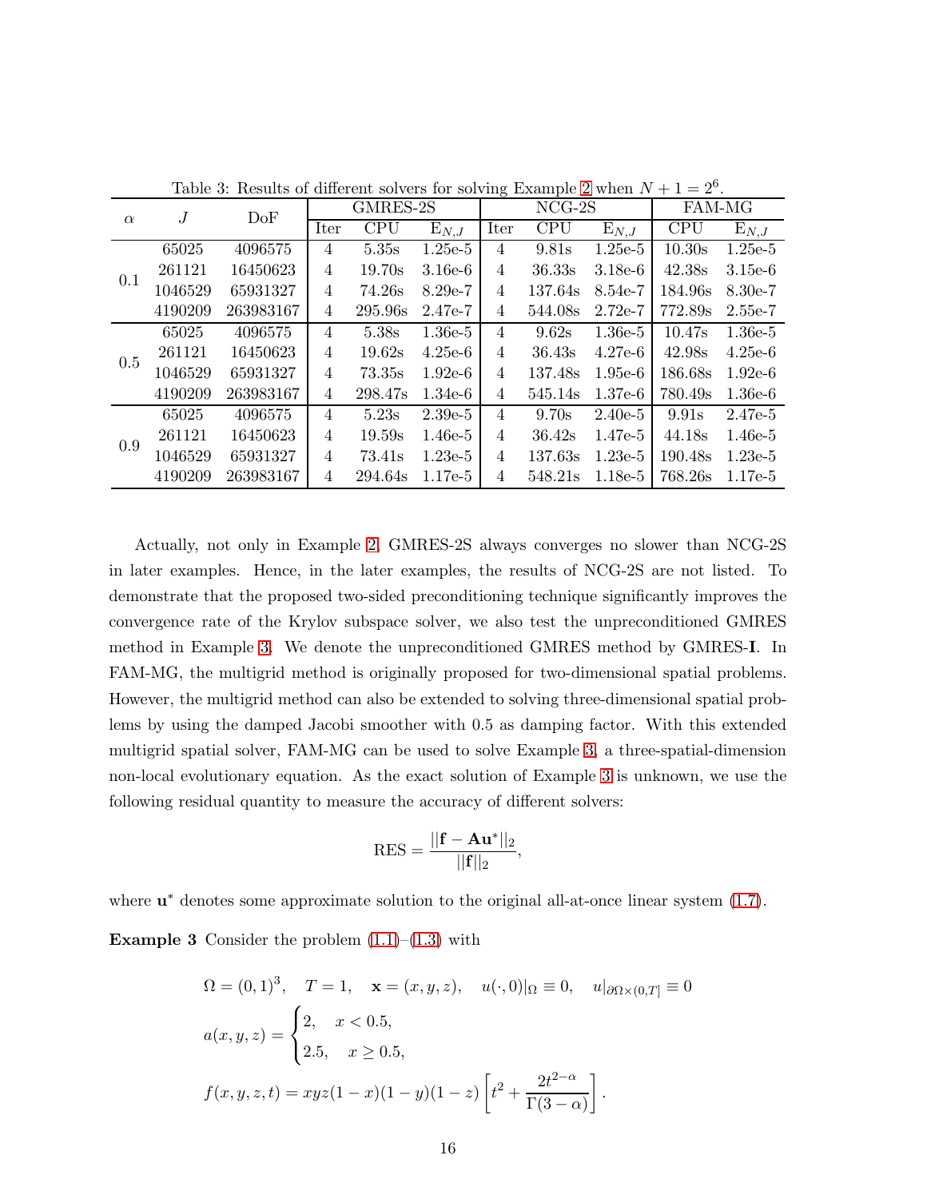Table 3: Results of different solvers for solving Example 2 when $N+1=2^6$.

| $\alpha$ | $J$ | DoF | GMRES-2S | | | NCG-2S | | | FAM-MG | |
|---|---|---|---|---|---|---|---|---|---|---|
| | | | Iter | CPU | $\mathrm{E}_{N,J}$ | Iter | CPU | $\mathrm{E}_{N,J}$ | CPU | $\mathrm{E}_{N,J}$ |
| 0.1 | 65025 | 4096575 | 4 | 5.35s | 1.25e-5 | 4 | 9.81s | 1.25e-5 | 10.30s | 1.25e-5 |
| | 261121 | 16450623 | 4 | 19.70s | 3.16e-6 | 4 | 36.33s | 3.18e-6 | 42.38s | 3.15e-6 |
| | 1046529 | 65931327 | 4 | 74.26s | 8.29e-7 | 4 | 137.64s | 8.54e-7 | 184.96s | 8.30e-7 |
| | 4190209 | 263983167 | 4 | 295.96s | 2.47e-7 | 4 | 544.08s | 2.72e-7 | 772.89s | 2.55e-7 |
| 0.5 | 65025 | 4096575 | 4 | 5.38s | 1.36e-5 | 4 | 9.62s | 1.36e-5 | 10.47s | 1.36e-5 |
| | 261121 | 16450623 | 4 | 19.62s | 4.25e-6 | 4 | 36.43s | 4.27e-6 | 42.98s | 4.25e-6 |
| | 1046529 | 65931327 | 4 | 73.35s | 1.92e-6 | 4 | 137.48s | 1.95e-6 | 186.68s | 1.92e-6 |
| | 4190209 | 263983167 | 4 | 298.47s | 1.34e-6 | 4 | 545.14s | 1.37e-6 | 780.49s | 1.36e-6 |
| 0.9 | 65025 | 4096575 | 4 | 5.23s | 2.39e-5 | 4 | 9.70s | 2.40e-5 | 9.91s | 2.47e-5 |
| | 261121 | 16450623 | 4 | 19.59s | 1.46e-5 | 4 | 36.42s | 1.47e-5 | 44.18s | 1.46e-5 |
| | 1046529 | 65931327 | 4 | 73.41s | 1.23e-5 | 4 | 137.63s | 1.23e-5 | 190.48s | 1.23e-5 |
| | 4190209 | 263983167 | 4 | 294.64s | 1.17e-5 | 4 | 548.21s | 1.18e-5 | 768.26s | 1.17e-5 |

Actually, not only in Example 2, GMRES-2S always converges no slower than NCG-2S in later examples. Hence, in the later examples, the results of NCG-2S are not listed. To demonstrate that the proposed two-sided preconditioning technique significantly improves the convergence rate of the Krylov subspace solver, we also test the unpreconditioned GMRES method in Example 3. We denote the unpreconditioned GMRES method by GMRES-**I**. In FAM-MG, the multigrid method is originally proposed for two-dimensional spatial problems. However, the multigrid method can also be extended to solving three-dimensional spatial problems by using the damped Jacobi smoother with 0.5 as damping factor. With this extended multigrid spatial solver, FAM-MG can be used to solve Example 3, a three-spatial-dimension non-local evolutionary equation. As the exact solution of Example 3 is unknown, we use the following residual quantity to measure the accuracy of different solvers:

$$\mathrm{RES} = \frac{||\mathbf{f} - \mathbf{A}\mathbf{u}^*||_2}{||\mathbf{f}||_2},$$

where $\mathbf{u}^*$ denotes some approximate solution to the original all-at-once linear system (1.7).

**Example 3** Consider the problem (1.1)–(1.3) with

$$\Omega = (0,1)^3, \quad T = 1, \quad \mathbf{x} = (x,y,z), \quad u(\cdot,0)|_{\Omega} \equiv 0, \quad u|_{\partial\Omega\times(0,T]} \equiv 0$$

$$a(x,y,z) = \begin{cases} 2, & x < 0.5, \\ 2.5, & x \geq 0.5, \end{cases}$$

$$f(x,y,z,t) = xyz(1-x)(1-y)(1-z)\left[t^2 + \frac{2t^{2-\alpha}}{\Gamma(3-\alpha)}\right].$$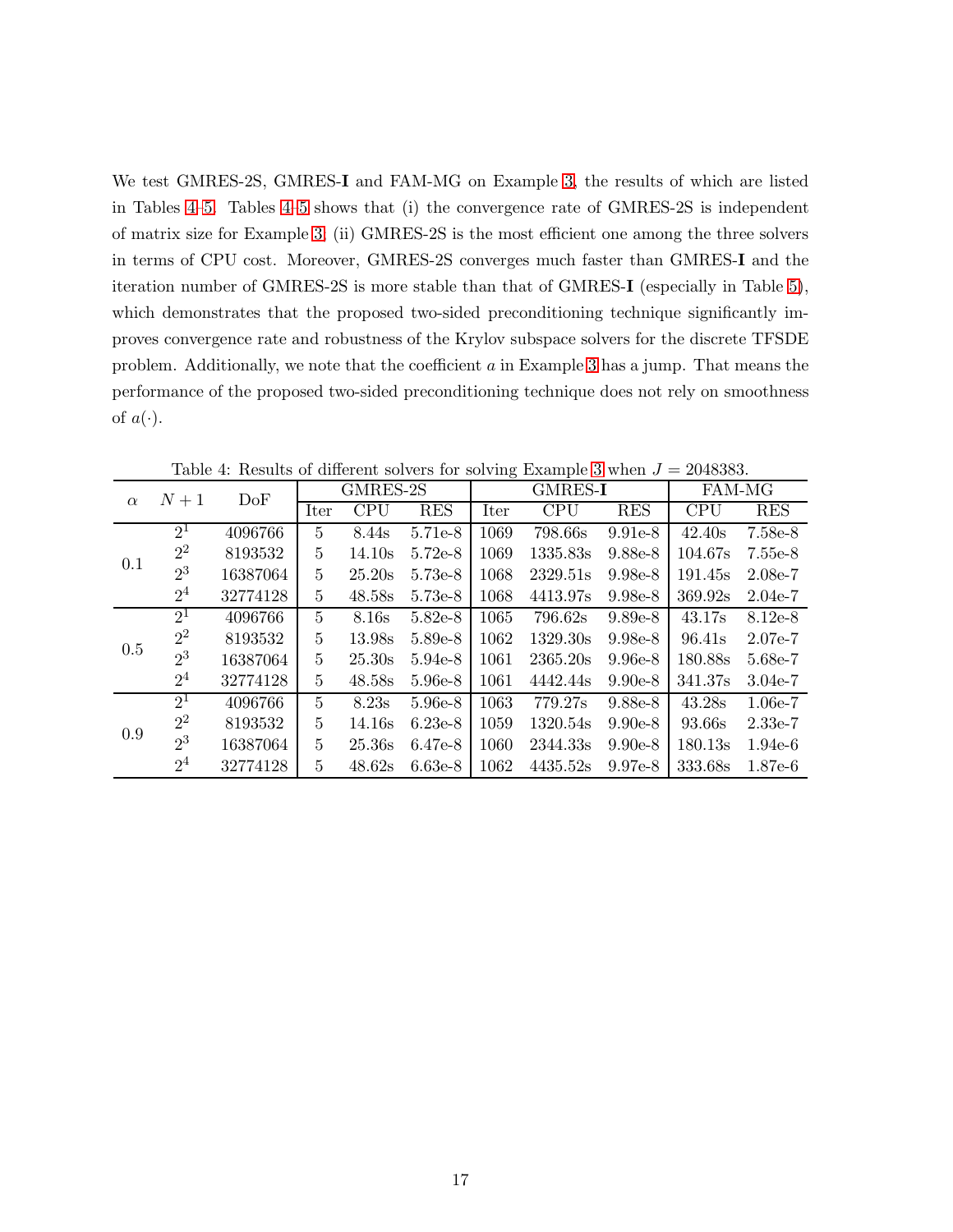We test GMRES-2S, GMRES-**I** and FAM-MG on Example 3, the results of which are listed in Tables 4–5. Tables 4–5 shows that (i) the convergence rate of GMRES-2S is independent of matrix size for Example 3; (ii) GMRES-2S is the most efficient one among the three solvers in terms of CPU cost. Moreover, GMRES-2S converges much faster than GMRES-**I** and the iteration number of GMRES-2S is more stable than that of GMRES-**I** (especially in Table 5), which demonstrates that the proposed two-sided preconditioning technique significantly improves convergence rate and robustness of the Krylov subspace solvers for the discrete TFSDE problem. Additionally, we note that the coefficient $a$ in Example 3 has a jump. That means the performance of the proposed two-sided preconditioning technique does not rely on smoothness of $a(\cdot)$.

Table 4: Results of different solvers for solving Example 3 when $J = 2048383$.

| $\alpha$ | $N+1$ | DoF | GMRES-2S | | | GMRES-**I** | | | FAM-MG | |
|---|---|---|---|---|---|---|---|---|---|---|
| | | | Iter | CPU | RES | Iter | CPU | RES | CPU | RES |
| 0.1 | $2^1$ | 4096766 | 5 | 8.44s | 5.71e-8 | 1069 | 798.66s | 9.91e-8 | 42.40s | 7.58e-8 |
| | $2^2$ | 8193532 | 5 | 14.10s | 5.72e-8 | 1069 | 1335.83s | 9.88e-8 | 104.67s | 7.55e-8 |
| | $2^3$ | 16387064 | 5 | 25.20s | 5.73e-8 | 1068 | 2329.51s | 9.98e-8 | 191.45s | 2.08e-7 |
| | $2^4$ | 32774128 | 5 | 48.58s | 5.73e-8 | 1068 | 4413.97s | 9.98e-8 | 369.92s | 2.04e-7 |
| 0.5 | $2^1$ | 4096766 | 5 | 8.16s | 5.82e-8 | 1065 | 796.62s | 9.89e-8 | 43.17s | 8.12e-8 |
| | $2^2$ | 8193532 | 5 | 13.98s | 5.89e-8 | 1062 | 1329.30s | 9.98e-8 | 96.41s | 2.07e-7 |
| | $2^3$ | 16387064 | 5 | 25.30s | 5.94e-8 | 1061 | 2365.20s | 9.96e-8 | 180.88s | 5.68e-7 |
| | $2^4$ | 32774128 | 5 | 48.58s | 5.96e-8 | 1061 | 4442.44s | 9.90e-8 | 341.37s | 3.04e-7 |
| 0.9 | $2^1$ | 4096766 | 5 | 8.23s | 5.96e-8 | 1063 | 779.27s | 9.88e-8 | 43.28s | 1.06e-7 |
| | $2^2$ | 8193532 | 5 | 14.16s | 6.23e-8 | 1059 | 1320.54s | 9.90e-8 | 93.66s | 2.33e-7 |
| | $2^3$ | 16387064 | 5 | 25.36s | 6.47e-8 | 1060 | 2344.33s | 9.90e-8 | 180.13s | 1.94e-6 |
| | $2^4$ | 32774128 | 5 | 48.62s | 6.63e-8 | 1062 | 4435.52s | 9.97e-8 | 333.68s | 1.87e-6 |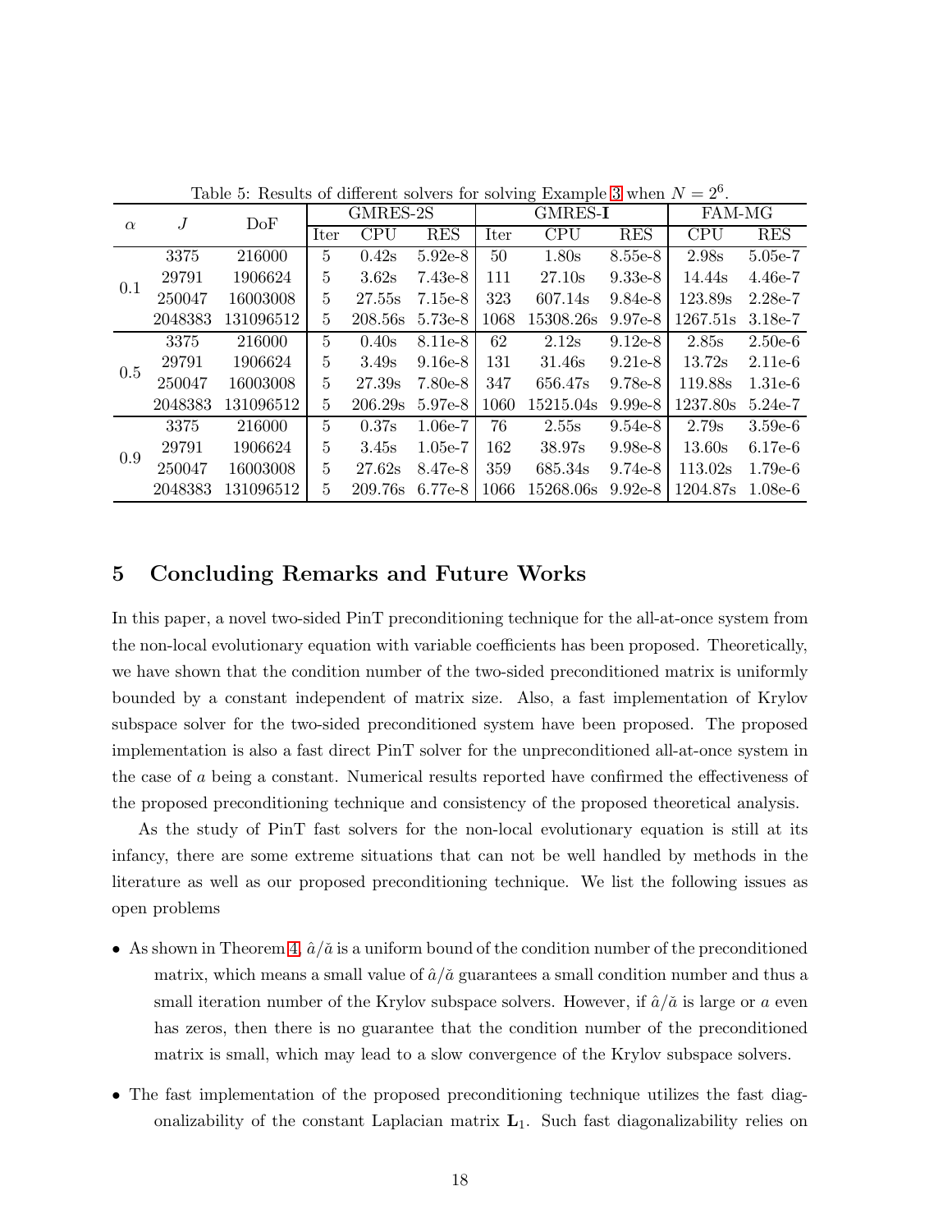Table 5: Results of different solvers for solving Example 3 when $N = 2^6$.

| $\alpha$ | $J$ | DoF | GMRES-2S | | | GMRES-**I** | | | FAM-MG | |
|---|---|---|---|---|---|---|---|---|---|---|
| | | | Iter | CPU | RES | Iter | CPU | RES | CPU | RES |
| 0.1 | 3375 | 216000 | 5 | 0.42s | 5.92e-8 | 50 | 1.80s | 8.55e-8 | 2.98s | 5.05e-7 |
| | 29791 | 1906624 | 5 | 3.62s | 7.43e-8 | 111 | 27.10s | 9.33e-8 | 14.44s | 4.46e-7 |
| | 250047 | 16003008 | 5 | 27.55s | 7.15e-8 | 323 | 607.14s | 9.84e-8 | 123.89s | 2.28e-7 |
| | 2048383 | 131096512 | 5 | 208.56s | 5.73e-8 | 1068 | 15308.26s | 9.97e-8 | 1267.51s | 3.18e-7 |
| 0.5 | 3375 | 216000 | 5 | 0.40s | 8.11e-8 | 62 | 2.12s | 9.12e-8 | 2.85s | 2.50e-6 |
| | 29791 | 1906624 | 5 | 3.49s | 9.16e-8 | 131 | 31.46s | 9.21e-8 | 13.72s | 2.11e-6 |
| | 250047 | 16003008 | 5 | 27.39s | 7.80e-8 | 347 | 656.47s | 9.78e-8 | 119.88s | 1.31e-6 |
| | 2048383 | 131096512 | 5 | 206.29s | 5.97e-8 | 1060 | 15215.04s | 9.99e-8 | 1237.80s | 5.24e-7 |
| 0.9 | 3375 | 216000 | 5 | 0.37s | 1.06e-7 | 76 | 2.55s | 9.54e-8 | 2.79s | 3.59e-6 |
| | 29791 | 1906624 | 5 | 3.45s | 1.05e-7 | 162 | 38.97s | 9.98e-8 | 13.60s | 6.17e-6 |
| | 250047 | 16003008 | 5 | 27.62s | 8.47e-8 | 359 | 685.34s | 9.74e-8 | 113.02s | 1.79e-6 |
| | 2048383 | 131096512 | 5 | 209.76s | 6.77e-8 | 1066 | 15268.06s | 9.92e-8 | 1204.87s | 1.08e-6 |

# 5 Concluding Remarks and Future Works

In this paper, a novel two-sided PinT preconditioning technique for the all-at-once system from the non-local evolutionary equation with variable coefficients has been proposed. Theoretically, we have shown that the condition number of the two-sided preconditioned matrix is uniformly bounded by a constant independent of matrix size. Also, a fast implementation of Krylov subspace solver for the two-sided preconditioned system have been proposed. The proposed implementation is also a fast direct PinT solver for the unpreconditioned all-at-once system in the case of $a$ being a constant. Numerical results reported have confirmed the effectiveness of the proposed preconditioning technique and consistency of the proposed theoretical analysis.

As the study of PinT fast solvers for the non-local evolutionary equation is still at its infancy, there are some extreme situations that can not be well handled by methods in the literature as well as our proposed preconditioning technique. We list the following issues as open problems

- As shown in Theorem 4, $\hat{a}/\check{a}$ is a uniform bound of the condition number of the preconditioned matrix, which means a small value of $\hat{a}/\check{a}$ guarantees a small condition number and thus a small iteration number of the Krylov subspace solvers. However, if $\hat{a}/\check{a}$ is large or $a$ even has zeros, then there is no guarantee that the condition number of the preconditioned matrix is small, which may lead to a slow convergence of the Krylov subspace solvers.
- The fast implementation of the proposed preconditioning technique utilizes the fast diagonalizability of the constant Laplacian matrix $\mathbf{L}_1$. Such fast diagonalizability relies on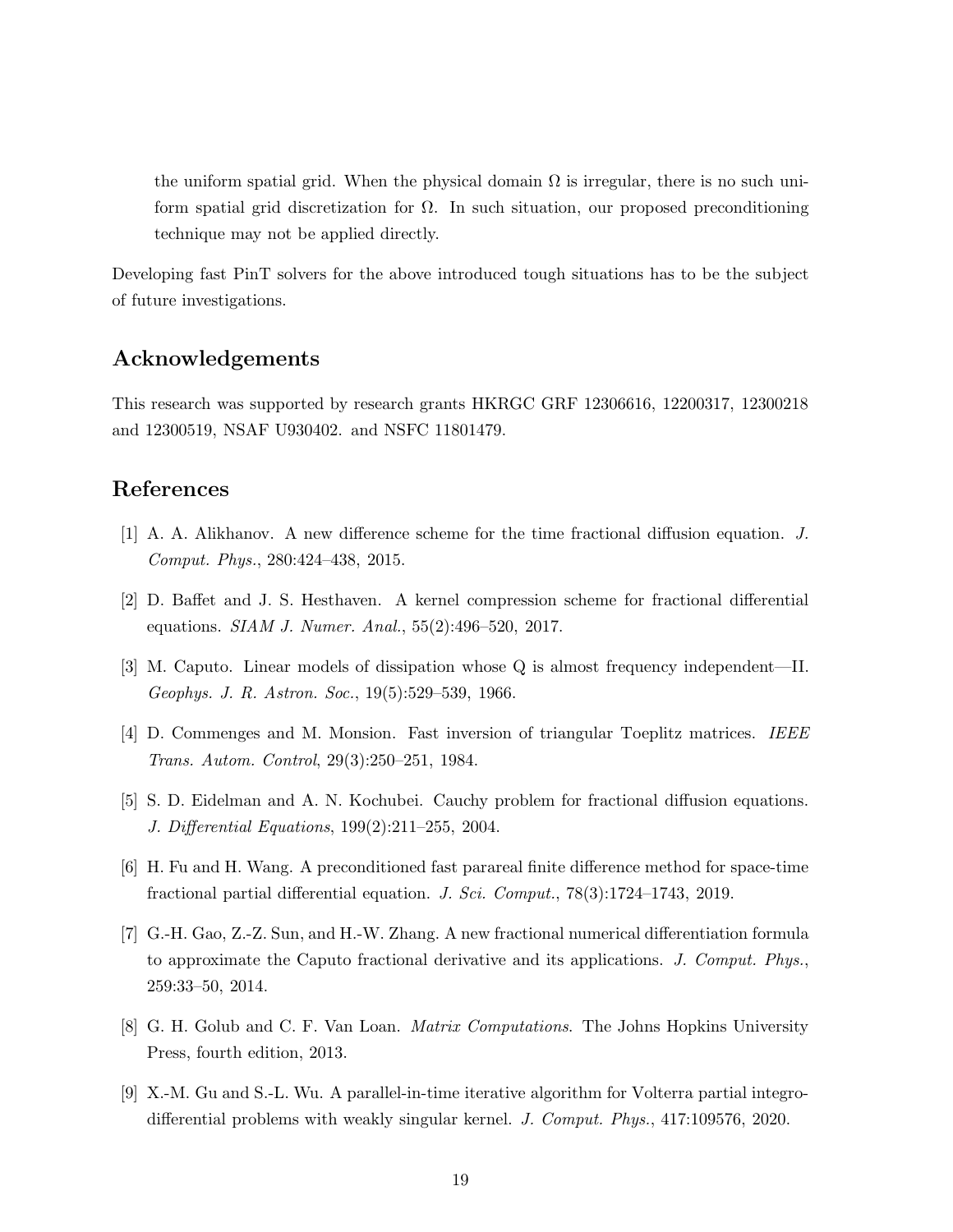the uniform spatial grid. When the physical domain $\Omega$ is irregular, there is no such uniform spatial grid discretization for $\Omega$. In such situation, our proposed preconditioning technique may not be applied directly.

Developing fast PinT solvers for the above introduced tough situations has to be the subject of future investigations.

## Acknowledgements

This research was supported by research grants HKRGC GRF 12306616, 12200317, 12300218 and 12300519, NSAF U930402. and NSFC 11801479.

## References

[1] A. A. Alikhanov. A new difference scheme for the time fractional diffusion equation. *J. Comput. Phys.*, 280:424–438, 2015.

[2] D. Baffet and J. S. Hesthaven. A kernel compression scheme for fractional differential equations. *SIAM J. Numer. Anal.*, 55(2):496–520, 2017.

[3] M. Caputo. Linear models of dissipation whose Q is almost frequency independent—II. *Geophys. J. R. Astron. Soc.*, 19(5):529–539, 1966.

[4] D. Commenges and M. Monsion. Fast inversion of triangular Toeplitz matrices. *IEEE Trans. Autom. Control*, 29(3):250–251, 1984.

[5] S. D. Eidelman and A. N. Kochubei. Cauchy problem for fractional diffusion equations. *J. Differential Equations*, 199(2):211–255, 2004.

[6] H. Fu and H. Wang. A preconditioned fast parareal finite difference method for space-time fractional partial differential equation. *J. Sci. Comput.*, 78(3):1724–1743, 2019.

[7] G.-H. Gao, Z.-Z. Sun, and H.-W. Zhang. A new fractional numerical differentiation formula to approximate the Caputo fractional derivative and its applications. *J. Comput. Phys.*, 259:33–50, 2014.

[8] G. H. Golub and C. F. Van Loan. *Matrix Computations*. The Johns Hopkins University Press, fourth edition, 2013.

[9] X.-M. Gu and S.-L. Wu. A parallel-in-time iterative algorithm for Volterra partial integro-differential problems with weakly singular kernel. *J. Comput. Phys.*, 417:109576, 2020.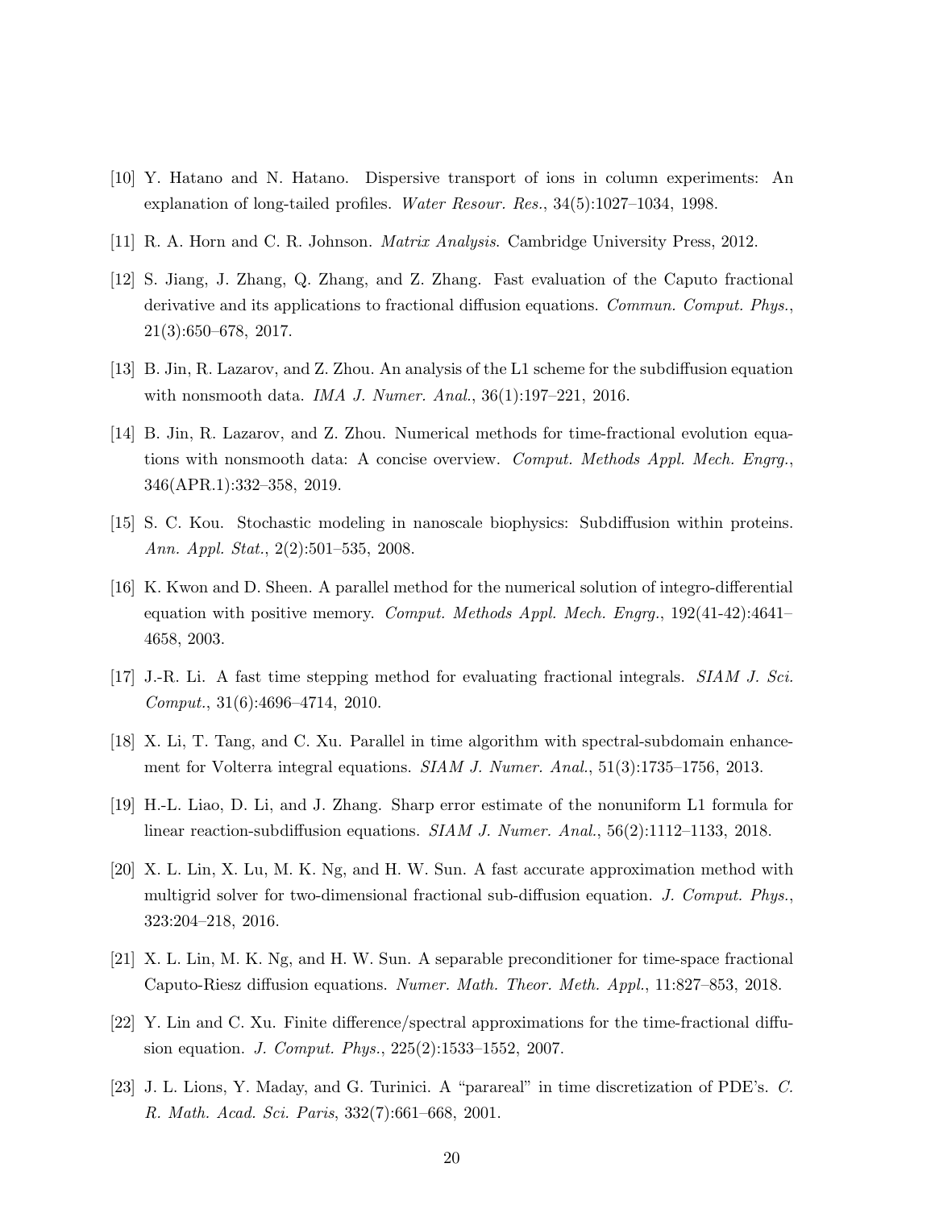[10] Y. Hatano and N. Hatano. Dispersive transport of ions in column experiments: An explanation of long-tailed profiles. *Water Resour. Res.*, 34(5):1027–1034, 1998.

[11] R. A. Horn and C. R. Johnson. *Matrix Analysis*. Cambridge University Press, 2012.

[12] S. Jiang, J. Zhang, Q. Zhang, and Z. Zhang. Fast evaluation of the Caputo fractional derivative and its applications to fractional diffusion equations. *Commun. Comput. Phys.*, 21(3):650–678, 2017.

[13] B. Jin, R. Lazarov, and Z. Zhou. An analysis of the L1 scheme for the subdiffusion equation with nonsmooth data. *IMA J. Numer. Anal.*, 36(1):197–221, 2016.

[14] B. Jin, R. Lazarov, and Z. Zhou. Numerical methods for time-fractional evolution equations with nonsmooth data: A concise overview. *Comput. Methods Appl. Mech. Engrg.*, 346(APR.1):332–358, 2019.

[15] S. C. Kou. Stochastic modeling in nanoscale biophysics: Subdiffusion within proteins. *Ann. Appl. Stat.*, 2(2):501–535, 2008.

[16] K. Kwon and D. Sheen. A parallel method for the numerical solution of integro-differential equation with positive memory. *Comput. Methods Appl. Mech. Engrg.*, 192(41-42):4641–4658, 2003.

[17] J.-R. Li. A fast time stepping method for evaluating fractional integrals. *SIAM J. Sci. Comput.*, 31(6):4696–4714, 2010.

[18] X. Li, T. Tang, and C. Xu. Parallel in time algorithm with spectral-subdomain enhancement for Volterra integral equations. *SIAM J. Numer. Anal.*, 51(3):1735–1756, 2013.

[19] H.-L. Liao, D. Li, and J. Zhang. Sharp error estimate of the nonuniform L1 formula for linear reaction-subdiffusion equations. *SIAM J. Numer. Anal.*, 56(2):1112–1133, 2018.

[20] X. L. Lin, X. Lu, M. K. Ng, and H. W. Sun. A fast accurate approximation method with multigrid solver for two-dimensional fractional sub-diffusion equation. *J. Comput. Phys.*, 323:204–218, 2016.

[21] X. L. Lin, M. K. Ng, and H. W. Sun. A separable preconditioner for time-space fractional Caputo-Riesz diffusion equations. *Numer. Math. Theor. Meth. Appl.*, 11:827–853, 2018.

[22] Y. Lin and C. Xu. Finite difference/spectral approximations for the time-fractional diffusion equation. *J. Comput. Phys.*, 225(2):1533–1552, 2007.

[23] J. L. Lions, Y. Maday, and G. Turinici. A "parareal" in time discretization of PDE's. *C. R. Math. Acad. Sci. Paris*, 332(7):661–668, 2001.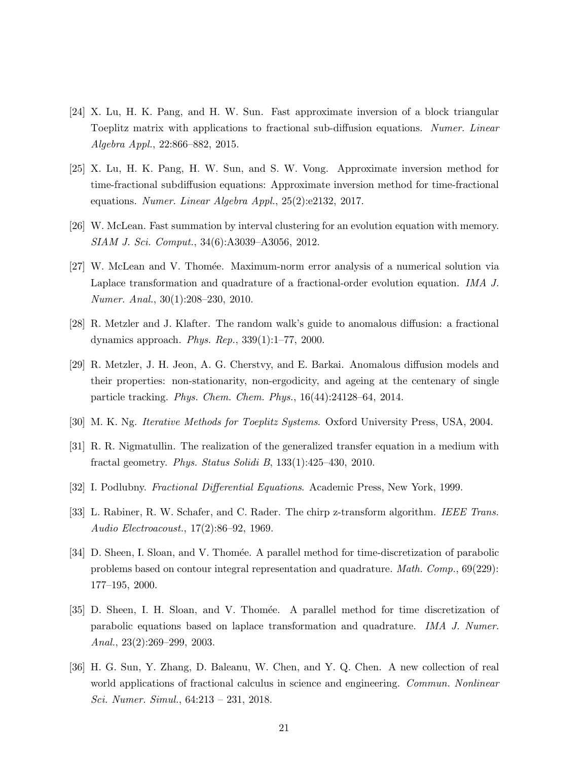[24] X. Lu, H. K. Pang, and H. W. Sun. Fast approximate inversion of a block triangular Toeplitz matrix with applications to fractional sub-diffusion equations. *Numer. Linear Algebra Appl.*, 22:866–882, 2015.

[25] X. Lu, H. K. Pang, H. W. Sun, and S. W. Vong. Approximate inversion method for time-fractional subdiffusion equations: Approximate inversion method for time-fractional equations. *Numer. Linear Algebra Appl.*, 25(2):e2132, 2017.

[26] W. McLean. Fast summation by interval clustering for an evolution equation with memory. *SIAM J. Sci. Comput.*, 34(6):A3039–A3056, 2012.

[27] W. McLean and V. Thomée. Maximum-norm error analysis of a numerical solution via Laplace transformation and quadrature of a fractional-order evolution equation. *IMA J. Numer. Anal.*, 30(1):208–230, 2010.

[28] R. Metzler and J. Klafter. The random walk's guide to anomalous diffusion: a fractional dynamics approach. *Phys. Rep.*, 339(1):1–77, 2000.

[29] R. Metzler, J. H. Jeon, A. G. Cherstvy, and E. Barkai. Anomalous diffusion models and their properties: non-stationarity, non-ergodicity, and ageing at the centenary of single particle tracking. *Phys. Chem. Chem. Phys.*, 16(44):24128–64, 2014.

[30] M. K. Ng. *Iterative Methods for Toeplitz Systems*. Oxford University Press, USA, 2004.

[31] R. R. Nigmatullin. The realization of the generalized transfer equation in a medium with fractal geometry. *Phys. Status Solidi B*, 133(1):425–430, 2010.

[32] I. Podlubny. *Fractional Differential Equations*. Academic Press, New York, 1999.

[33] L. Rabiner, R. W. Schafer, and C. Rader. The chirp z-transform algorithm. *IEEE Trans. Audio Electroacoust.*, 17(2):86–92, 1969.

[34] D. Sheen, I. Sloan, and V. Thomée. A parallel method for time-discretization of parabolic problems based on contour integral representation and quadrature. *Math. Comp.*, 69(229): 177–195, 2000.

[35] D. Sheen, I. H. Sloan, and V. Thomée. A parallel method for time discretization of parabolic equations based on laplace transformation and quadrature. *IMA J. Numer. Anal.*, 23(2):269–299, 2003.

[36] H. G. Sun, Y. Zhang, D. Baleanu, W. Chen, and Y. Q. Chen. A new collection of real world applications of fractional calculus in science and engineering. *Commun. Nonlinear Sci. Numer. Simul.*, 64:213 – 231, 2018.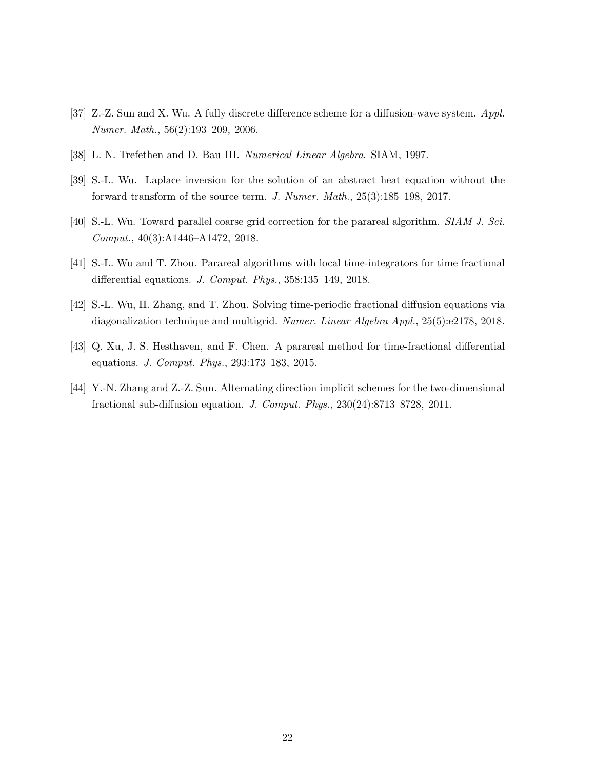[37] Z.-Z. Sun and X. Wu. A fully discrete difference scheme for a diffusion-wave system. *Appl. Numer. Math.*, 56(2):193–209, 2006.

[38] L. N. Trefethen and D. Bau III. *Numerical Linear Algebra*. SIAM, 1997.

[39] S.-L. Wu. Laplace inversion for the solution of an abstract heat equation without the forward transform of the source term. *J. Numer. Math.*, 25(3):185–198, 2017.

[40] S.-L. Wu. Toward parallel coarse grid correction for the parareal algorithm. *SIAM J. Sci. Comput.*, 40(3):A1446–A1472, 2018.

[41] S.-L. Wu and T. Zhou. Parareal algorithms with local time-integrators for time fractional differential equations. *J. Comput. Phys.*, 358:135–149, 2018.

[42] S.-L. Wu, H. Zhang, and T. Zhou. Solving time-periodic fractional diffusion equations via diagonalization technique and multigrid. *Numer. Linear Algebra Appl.*, 25(5):e2178, 2018.

[43] Q. Xu, J. S. Hesthaven, and F. Chen. A parareal method for time-fractional differential equations. *J. Comput. Phys.*, 293:173–183, 2015.

[44] Y.-N. Zhang and Z.-Z. Sun. Alternating direction implicit schemes for the two-dimensional fractional sub-diffusion equation. *J. Comput. Phys.*, 230(24):8713–8728, 2011.